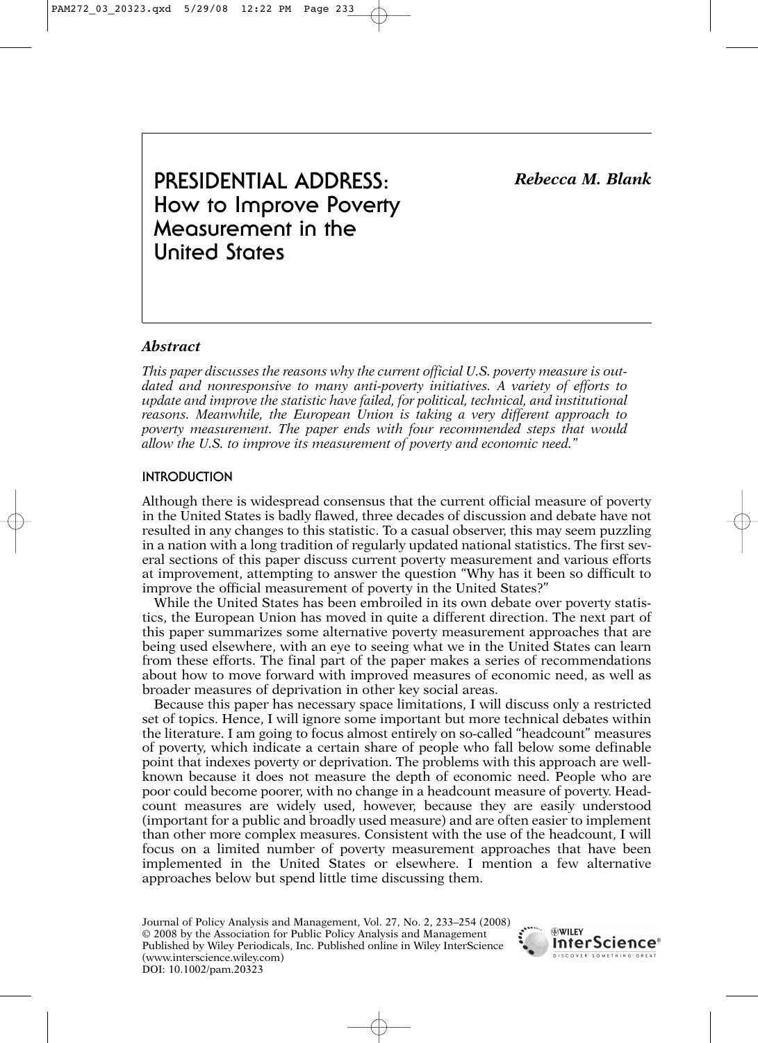# PRESIDENTIAL ADDRESS: How to Improve Poverty Measurement in the United States

***Rebecca M. Blank***

## *Abstract*

*This paper discusses the reasons why the current official U.S. poverty measure is outdated and nonresponsive to many anti-poverty initiatives. A variety of efforts to update and improve the statistic have failed, for political, technical, and institutional reasons. Meanwhile, the European Union is taking a very different approach to poverty measurement. The paper ends with four recommended steps that would allow the U.S. to improve its measurement of poverty and economic need."*

## INTRODUCTION

Although there is widespread consensus that the current official measure of poverty in the United States is badly flawed, three decades of discussion and debate have not resulted in any changes to this statistic. To a casual observer, this may seem puzzling in a nation with a long tradition of regularly updated national statistics. The first several sections of this paper discuss current poverty measurement and various efforts at improvement, attempting to answer the question "Why has it been so difficult to improve the official measurement of poverty in the United States?"

While the United States has been embroiled in its own debate over poverty statistics, the European Union has moved in quite a different direction. The next part of this paper summarizes some alternative poverty measurement approaches that are being used elsewhere, with an eye to seeing what we in the United States can learn from these efforts. The final part of the paper makes a series of recommendations about how to move forward with improved measures of economic need, as well as broader measures of deprivation in other key social areas.

Because this paper has necessary space limitations, I will discuss only a restricted set of topics. Hence, I will ignore some important but more technical debates within the literature. I am going to focus almost entirely on so-called "headcount" measures of poverty, which indicate a certain share of people who fall below some definable point that indexes poverty or deprivation. The problems with this approach are well-known because it does not measure the depth of economic need. People who are poor could become poorer, with no change in a headcount measure of poverty. Headcount measures are widely used, however, because they are easily understood (important for a public and broadly used measure) and are often easier to implement than other more complex measures. Consistent with the use of the headcount, I will focus on a limited number of poverty measurement approaches that have been implemented in the United States or elsewhere. I mention a few alternative approaches below but spend little time discussing them.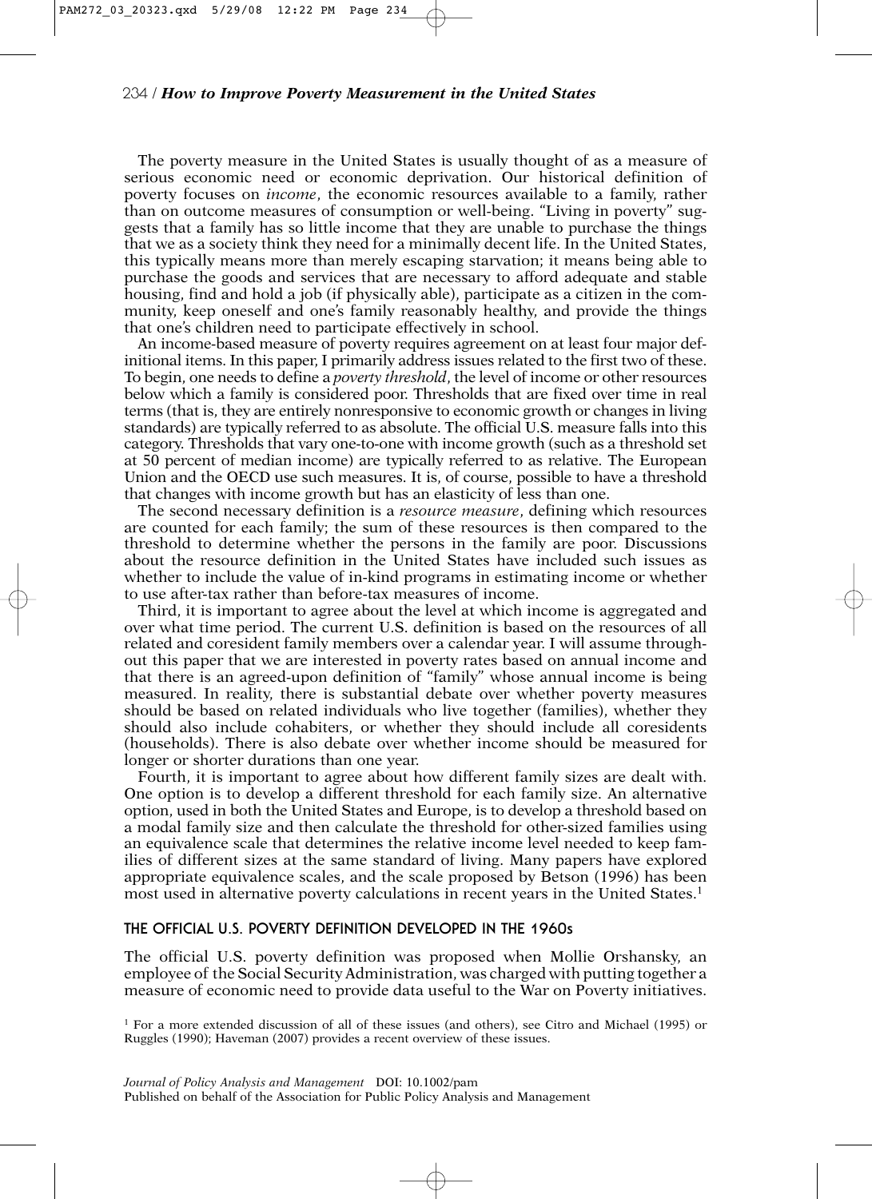The poverty measure in the United States is usually thought of as a measure of serious economic need or economic deprivation. Our historical definition of poverty focuses on *income*, the economic resources available to a family, rather than on outcome measures of consumption or well-being. "Living in poverty" suggests that a family has so little income that they are unable to purchase the things that we as a society think they need for a minimally decent life. In the United States, this typically means more than merely escaping starvation; it means being able to purchase the goods and services that are necessary to afford adequate and stable housing, find and hold a job (if physically able), participate as a citizen in the community, keep oneself and one's family reasonably healthy, and provide the things that one's children need to participate effectively in school.

An income-based measure of poverty requires agreement on at least four major definitional items. In this paper, I primarily address issues related to the first two of these. To begin, one needs to define a *poverty threshold*, the level of income or other resources below which a family is considered poor. Thresholds that are fixed over time in real terms (that is, they are entirely nonresponsive to economic growth or changes in living standards) are typically referred to as absolute. The official U.S. measure falls into this category. Thresholds that vary one-to-one with income growth (such as a threshold set at 50 percent of median income) are typically referred to as relative. The European Union and the OECD use such measures. It is, of course, possible to have a threshold that changes with income growth but has an elasticity of less than one.

The second necessary definition is a *resource measure*, defining which resources are counted for each family; the sum of these resources is then compared to the threshold to determine whether the persons in the family are poor. Discussions about the resource definition in the United States have included such issues as whether to include the value of in-kind programs in estimating income or whether to use after-tax rather than before-tax measures of income.

Third, it is important to agree about the level at which income is aggregated and over what time period. The current U.S. definition is based on the resources of all related and coresident family members over a calendar year. I will assume throughout this paper that we are interested in poverty rates based on annual income and that there is an agreed-upon definition of "family" whose annual income is being measured. In reality, there is substantial debate over whether poverty measures should be based on related individuals who live together (families), whether they should also include cohabiters, or whether they should include all coresidents (households). There is also debate over whether income should be measured for longer or shorter durations than one year.

Fourth, it is important to agree about how different family sizes are dealt with. One option is to develop a different threshold for each family size. An alternative option, used in both the United States and Europe, is to develop a threshold based on a modal family size and then calculate the threshold for other-sized families using an equivalence scale that determines the relative income level needed to keep families of different sizes at the same standard of living. Many papers have explored appropriate equivalence scales, and the scale proposed by Betson (1996) has been most used in alternative poverty calculations in recent years in the United States.[1]

## THE OFFICIAL U.S. POVERTY DEFINITION DEVELOPED IN THE 1960s

The official U.S. poverty definition was proposed when Mollie Orshansky, an employee of the Social Security Administration, was charged with putting together a measure of economic need to provide data useful to the War on Poverty initiatives.

[1] For a more extended discussion of all of these issues (and others), see Citro and Michael (1995) or Ruggles (1990); Haveman (2007) provides a recent overview of these issues.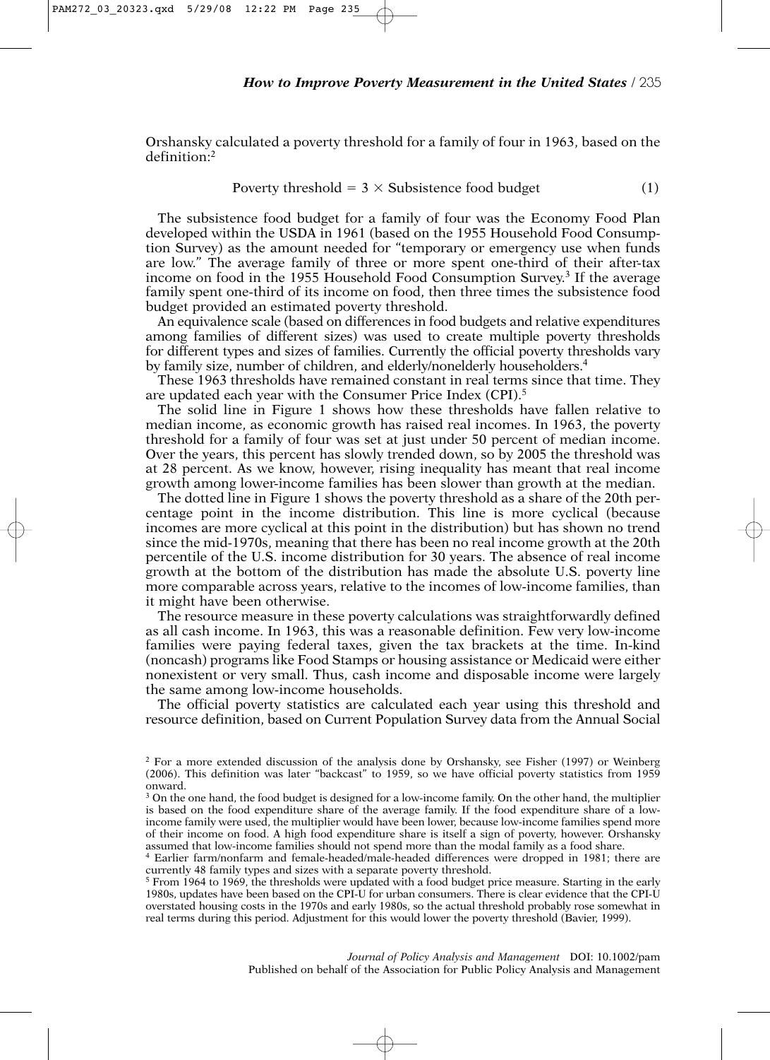Orshansky calculated a poverty threshold for a family of four in 1963, based on the definition:[2]

$$\text{Poverty threshold} = 3 \times \text{Subsistence food budget} \tag{1}$$

The subsistence food budget for a family of four was the Economy Food Plan developed within the USDA in 1961 (based on the 1955 Household Food Consumption Survey) as the amount needed for "temporary or emergency use when funds are low." The average family of three or more spent one-third of their after-tax income on food in the 1955 Household Food Consumption Survey.[3] If the average family spent one-third of its income on food, then three times the subsistence food budget provided an estimated poverty threshold.

An equivalence scale (based on differences in food budgets and relative expenditures among families of different sizes) was used to create multiple poverty thresholds for different types and sizes of families. Currently the official poverty thresholds vary by family size, number of children, and elderly/nonelderly householders.[4]

These 1963 thresholds have remained constant in real terms since that time. They are updated each year with the Consumer Price Index (CPI).[5]

The solid line in Figure 1 shows how these thresholds have fallen relative to median income, as economic growth has raised real incomes. In 1963, the poverty threshold for a family of four was set at just under 50 percent of median income. Over the years, this percent has slowly trended down, so by 2005 the threshold was at 28 percent. As we know, however, rising inequality has meant that real income growth among lower-income families has been slower than growth at the median.

The dotted line in Figure 1 shows the poverty threshold as a share of the 20th percentage point in the income distribution. This line is more cyclical (because incomes are more cyclical at this point in the distribution) but has shown no trend since the mid-1970s, meaning that there has been no real income growth at the 20th percentile of the U.S. income distribution for 30 years. The absence of real income growth at the bottom of the distribution has made the absolute U.S. poverty line more comparable across years, relative to the incomes of low-income families, than it might have been otherwise.

The resource measure in these poverty calculations was straightforwardly defined as all cash income. In 1963, this was a reasonable definition. Few very low-income families were paying federal taxes, given the tax brackets at the time. In-kind (noncash) programs like Food Stamps or housing assistance or Medicaid were either nonexistent or very small. Thus, cash income and disposable income were largely the same among low-income households.

The official poverty statistics are calculated each year using this threshold and resource definition, based on Current Population Survey data from the Annual Social

---

[2] For a more extended discussion of the analysis done by Orshansky, see Fisher (1997) or Weinberg (2006). This definition was later "backcast" to 1959, so we have official poverty statistics from 1959 onward.

[3] On the one hand, the food budget is designed for a low-income family. On the other hand, the multiplier is based on the food expenditure share of the average family. If the food expenditure share of a low-income family were used, the multiplier would have been lower, because low-income families spend more of their income on food. A high food expenditure share is itself a sign of poverty, however. Orshansky assumed that low-income families should not spend more than the modal family as a food share.

[4] Earlier farm/nonfarm and female-headed/male-headed differences were dropped in 1981; there are currently 48 family types and sizes with a separate poverty threshold.

[5] From 1964 to 1969, the thresholds were updated with a food budget price measure. Starting in the early 1980s, updates have been based on the CPI-U for urban consumers. There is clear evidence that the CPI-U overstated housing costs in the 1970s and early 1980s, so the actual threshold probably rose somewhat in real terms during this period. Adjustment for this would lower the poverty threshold (Bavier, 1999).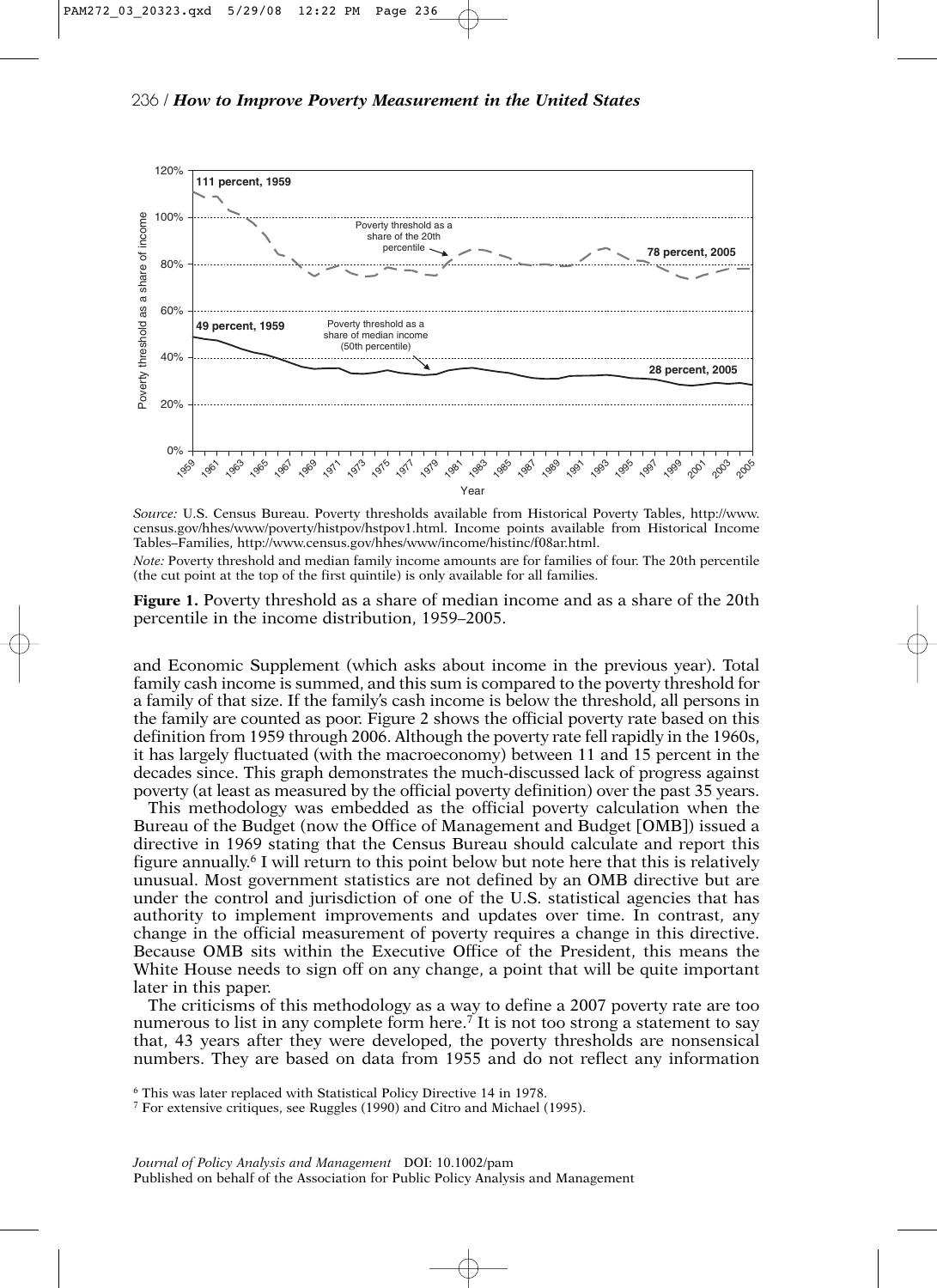*Source:* U.S. Census Bureau. Poverty thresholds available from Historical Poverty Tables, http://www.census.gov/hhes/www/poverty/histpov/hstpov1.html. Income points available from Historical Income Tables–Families, http://www.census.gov/hhes/www/income/histinc/f08ar.html.

*Note:* Poverty threshold and median family income amounts are for families of four. The 20th percentile (the cut point at the top of the first quintile) is only available for all families.

**Figure 1.** Poverty threshold as a share of median income and as a share of the 20th percentile in the income distribution, 1959–2005.

and Economic Supplement (which asks about income in the previous year). Total family cash income is summed, and this sum is compared to the poverty threshold for a family of that size. If the family's cash income is below the threshold, all persons in the family are counted as poor. Figure 2 shows the official poverty rate based on this definition from 1959 through 2006. Although the poverty rate fell rapidly in the 1960s, it has largely fluctuated (with the macroeconomy) between 11 and 15 percent in the decades since. This graph demonstrates the much-discussed lack of progress against poverty (at least as measured by the official poverty definition) over the past 35 years.

This methodology was embedded as the official poverty calculation when the Bureau of the Budget (now the Office of Management and Budget [OMB]) issued a directive in 1969 stating that the Census Bureau should calculate and report this figure annually.[6] I will return to this point below but note here that this is relatively unusual. Most government statistics are not defined by an OMB directive but are under the control and jurisdiction of one of the U.S. statistical agencies that has authority to implement improvements and updates over time. In contrast, any change in the official measurement of poverty requires a change in this directive. Because OMB sits within the Executive Office of the President, this means the White House needs to sign off on any change, a point that will be quite important later in this paper.

The criticisms of this methodology as a way to define a 2007 poverty rate are too numerous to list in any complete form here.[7] It is not too strong a statement to say that, 43 years after they were developed, the poverty thresholds are nonsensical numbers. They are based on data from 1955 and do not reflect any information

[6] This was later replaced with Statistical Policy Directive 14 in 1978.

[7] For extensive critiques, see Ruggles (1990) and Citro and Michael (1995).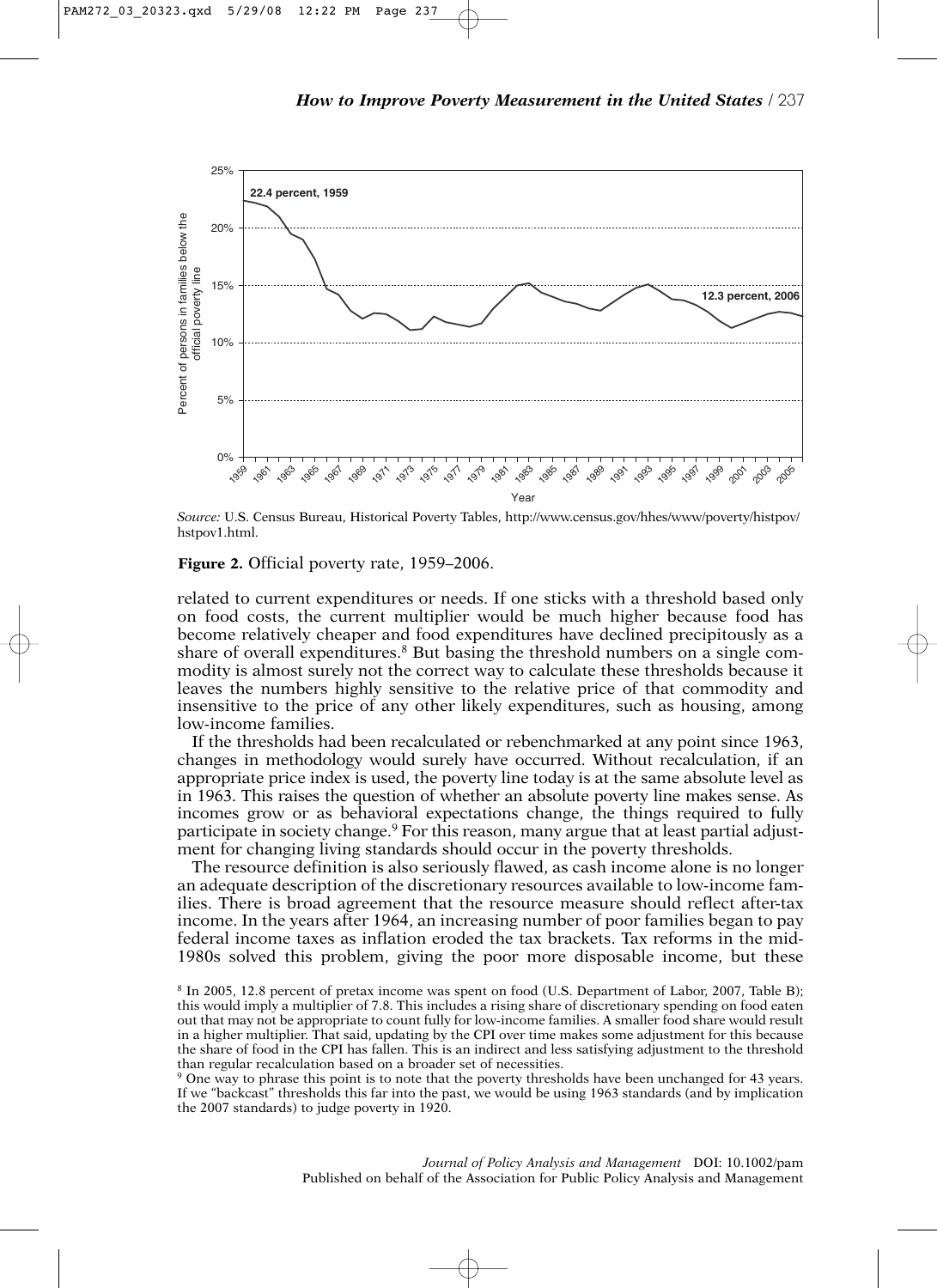*Source:* U.S. Census Bureau, Historical Poverty Tables, http://www.census.gov/hhes/www/poverty/histpov/hstpov1.html.

**Figure 2.** Official poverty rate, 1959–2006.

related to current expenditures or needs. If one sticks with a threshold based only on food costs, the current multiplier would be much higher because food has become relatively cheaper and food expenditures have declined precipitously as a share of overall expenditures.[8] But basing the threshold numbers on a single commodity is almost surely not the correct way to calculate these thresholds because it leaves the numbers highly sensitive to the relative price of that commodity and insensitive to the price of any other likely expenditures, such as housing, among low-income families.

If the thresholds had been recalculated or rebenchmarked at any point since 1963, changes in methodology would surely have occurred. Without recalculation, if an appropriate price index is used, the poverty line today is at the same absolute level as in 1963. This raises the question of whether an absolute poverty line makes sense. As incomes grow or as behavioral expectations change, the things required to fully participate in society change.[9] For this reason, many argue that at least partial adjustment for changing living standards should occur in the poverty thresholds.

The resource definition is also seriously flawed, as cash income alone is no longer an adequate description of the discretionary resources available to low-income families. There is broad agreement that the resource measure should reflect after-tax income. In the years after 1964, an increasing number of poor families began to pay federal income taxes as inflation eroded the tax brackets. Tax reforms in the mid-1980s solved this problem, giving the poor more disposable income, but these

[8] In 2005, 12.8 percent of pretax income was spent on food (U.S. Department of Labor, 2007, Table B); this would imply a multiplier of 7.8. This includes a rising share of discretionary spending on food eaten out that may not be appropriate to count fully for low-income families. A smaller food share would result in a higher multiplier. That said, updating by the CPI over time makes some adjustment for this because the share of food in the CPI has fallen. This is an indirect and less satisfying adjustment to the threshold than regular recalculation based on a broader set of necessities.

[9] One way to phrase this point is to note that the poverty thresholds have been unchanged for 43 years. If we "backcast" thresholds this far into the past, we would be using 1963 standards (and by implication the 2007 standards) to judge poverty in 1920.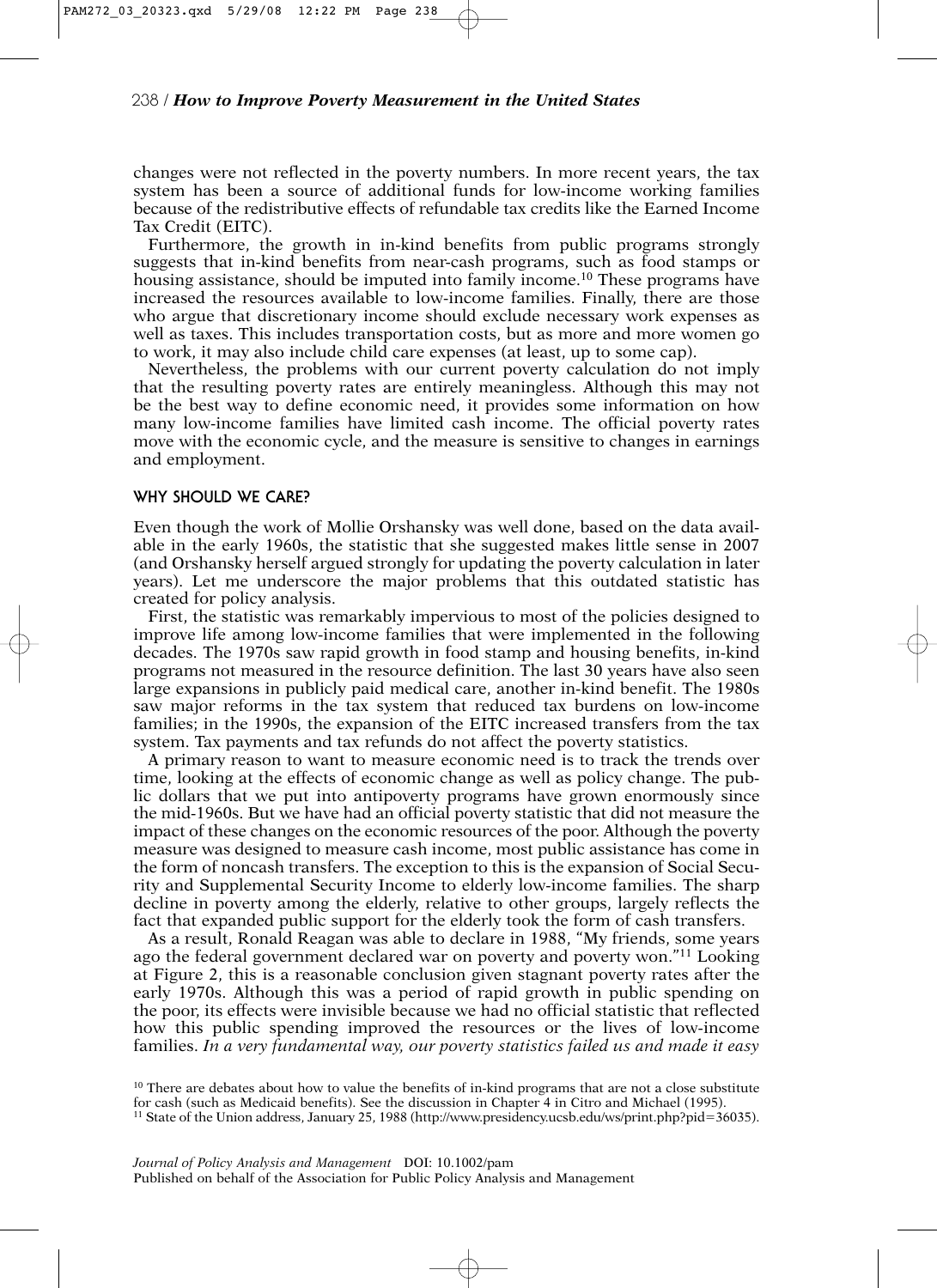changes were not reflected in the poverty numbers. In more recent years, the tax system has been a source of additional funds for low-income working families because of the redistributive effects of refundable tax credits like the Earned Income Tax Credit (EITC).

Furthermore, the growth in in-kind benefits from public programs strongly suggests that in-kind benefits from near-cash programs, such as food stamps or housing assistance, should be imputed into family income.[10] These programs have increased the resources available to low-income families. Finally, there are those who argue that discretionary income should exclude necessary work expenses as well as taxes. This includes transportation costs, but as more and more women go to work, it may also include child care expenses (at least, up to some cap).

Nevertheless, the problems with our current poverty calculation do not imply that the resulting poverty rates are entirely meaningless. Although this may not be the best way to define economic need, it provides some information on how many low-income families have limited cash income. The official poverty rates move with the economic cycle, and the measure is sensitive to changes in earnings and employment.

## WHY SHOULD WE CARE?

Even though the work of Mollie Orshansky was well done, based on the data available in the early 1960s, the statistic that she suggested makes little sense in 2007 (and Orshansky herself argued strongly for updating the poverty calculation in later years). Let me underscore the major problems that this outdated statistic has created for policy analysis.

First, the statistic was remarkably impervious to most of the policies designed to improve life among low-income families that were implemented in the following decades. The 1970s saw rapid growth in food stamp and housing benefits, in-kind programs not measured in the resource definition. The last 30 years have also seen large expansions in publicly paid medical care, another in-kind benefit. The 1980s saw major reforms in the tax system that reduced tax burdens on low-income families; in the 1990s, the expansion of the EITC increased transfers from the tax system. Tax payments and tax refunds do not affect the poverty statistics.

A primary reason to want to measure economic need is to track the trends over time, looking at the effects of economic change as well as policy change. The public dollars that we put into antipoverty programs have grown enormously since the mid-1960s. But we have had an official poverty statistic that did not measure the impact of these changes on the economic resources of the poor. Although the poverty measure was designed to measure cash income, most public assistance has come in the form of noncash transfers. The exception to this is the expansion of Social Security and Supplemental Security Income to elderly low-income families. The sharp decline in poverty among the elderly, relative to other groups, largely reflects the fact that expanded public support for the elderly took the form of cash transfers.

As a result, Ronald Reagan was able to declare in 1988, "My friends, some years ago the federal government declared war on poverty and poverty won."[11] Looking at Figure 2, this is a reasonable conclusion given stagnant poverty rates after the early 1970s. Although this was a period of rapid growth in public spending on the poor, its effects were invisible because we had no official statistic that reflected how this public spending improved the resources or the lives of low-income families. *In a very fundamental way, our poverty statistics failed us and made it easy*

[10] There are debates about how to value the benefits of in-kind programs that are not a close substitute for cash (such as Medicaid benefits). See the discussion in Chapter 4 in Citro and Michael (1995).

[11] State of the Union address, January 25, 1988 (http://www.presidency.ucsb.edu/ws/print.php?pid=36035).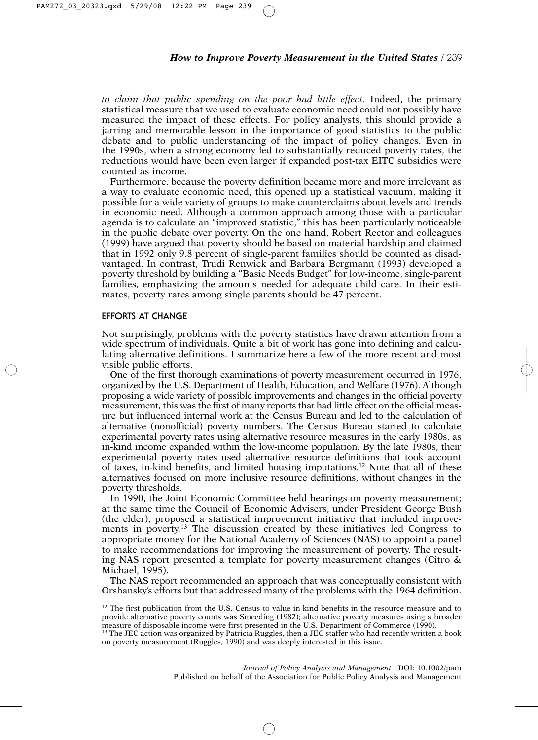*to claim that public spending on the poor had little effect.* Indeed, the primary statistical measure that we used to evaluate economic need could not possibly have measured the impact of these effects. For policy analysts, this should provide a jarring and memorable lesson in the importance of good statistics to the public debate and to public understanding of the impact of policy changes. Even in the 1990s, when a strong economy led to substantially reduced poverty rates, the reductions would have been even larger if expanded post-tax EITC subsidies were counted as income.

Furthermore, because the poverty definition became more and more irrelevant as a way to evaluate economic need, this opened up a statistical vacuum, making it possible for a wide variety of groups to make counterclaims about levels and trends in economic need. Although a common approach among those with a particular agenda is to calculate an "improved statistic," this has been particularly noticeable in the public debate over poverty. On the one hand, Robert Rector and colleagues (1999) have argued that poverty should be based on material hardship and claimed that in 1992 only 9.8 percent of single-parent families should be counted as disadvantaged. In contrast, Trudi Renwick and Barbara Bergmann (1993) developed a poverty threshold by building a "Basic Needs Budget" for low-income, single-parent families, emphasizing the amounts needed for adequate child care. In their estimates, poverty rates among single parents should be 47 percent.

## EFFORTS AT CHANGE

Not surprisingly, problems with the poverty statistics have drawn attention from a wide spectrum of individuals. Quite a bit of work has gone into defining and calculating alternative definitions. I summarize here a few of the more recent and most visible public efforts.

One of the first thorough examinations of poverty measurement occurred in 1976, organized by the U.S. Department of Health, Education, and Welfare (1976). Although proposing a wide variety of possible improvements and changes in the official poverty measurement, this was the first of many reports that had little effect on the official measure but influenced internal work at the Census Bureau and led to the calculation of alternative (nonofficial) poverty numbers. The Census Bureau started to calculate experimental poverty rates using alternative resource measures in the early 1980s, as in-kind income expanded within the low-income population. By the late 1980s, their experimental poverty rates used alternative resource definitions that took account of taxes, in-kind benefits, and limited housing imputations.[12] Note that all of these alternatives focused on more inclusive resource definitions, without changes in the poverty thresholds.

In 1990, the Joint Economic Committee held hearings on poverty measurement; at the same time the Council of Economic Advisers, under President George Bush (the elder), proposed a statistical improvement initiative that included improvements in poverty.[13] The discussion created by these initiatives led Congress to appropriate money for the National Academy of Sciences (NAS) to appoint a panel to make recommendations for improving the measurement of poverty. The resulting NAS report presented a template for poverty measurement changes (Citro & Michael, 1995).

The NAS report recommended an approach that was conceptually consistent with Orshansky's efforts but that addressed many of the problems with the 1964 definition.

[12] The first publication from the U.S. Census to value in-kind benefits in the resource measure and to provide alternative poverty counts was Smeeding (1982); alternative poverty measures using a broader measure of disposable income were first presented in the U.S. Department of Commerce (1990).

[13] The JEC action was organized by Patricia Ruggles, then a JEC staffer who had recently written a book on poverty measurement (Ruggles, 1990) and was deeply interested in this issue.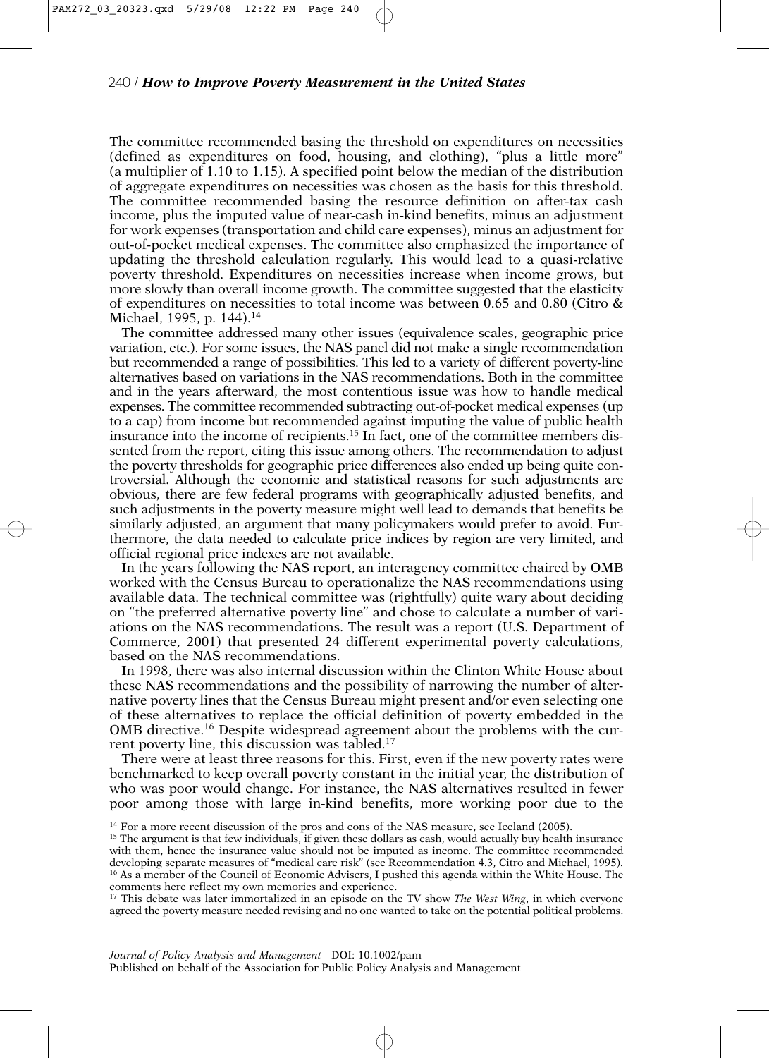The committee recommended basing the threshold on expenditures on necessities (defined as expenditures on food, housing, and clothing), "plus a little more" (a multiplier of 1.10 to 1.15). A specified point below the median of the distribution of aggregate expenditures on necessities was chosen as the basis for this threshold. The committee recommended basing the resource definition on after-tax cash income, plus the imputed value of near-cash in-kind benefits, minus an adjustment for work expenses (transportation and child care expenses), minus an adjustment for out-of-pocket medical expenses. The committee also emphasized the importance of updating the threshold calculation regularly. This would lead to a quasi-relative poverty threshold. Expenditures on necessities increase when income grows, but more slowly than overall income growth. The committee suggested that the elasticity of expenditures on necessities to total income was between 0.65 and 0.80 (Citro & Michael, 1995, p. 144).[14]

The committee addressed many other issues (equivalence scales, geographic price variation, etc.). For some issues, the NAS panel did not make a single recommendation but recommended a range of possibilities. This led to a variety of different poverty-line alternatives based on variations in the NAS recommendations. Both in the committee and in the years afterward, the most contentious issue was how to handle medical expenses. The committee recommended subtracting out-of-pocket medical expenses (up to a cap) from income but recommended against imputing the value of public health insurance into the income of recipients.[15] In fact, one of the committee members dissented from the report, citing this issue among others. The recommendation to adjust the poverty thresholds for geographic price differences also ended up being quite controversial. Although the economic and statistical reasons for such adjustments are obvious, there are few federal programs with geographically adjusted benefits, and such adjustments in the poverty measure might well lead to demands that benefits be similarly adjusted, an argument that many policymakers would prefer to avoid. Furthermore, the data needed to calculate price indices by region are very limited, and official regional price indexes are not available.

In the years following the NAS report, an interagency committee chaired by OMB worked with the Census Bureau to operationalize the NAS recommendations using available data. The technical committee was (rightfully) quite wary about deciding on "the preferred alternative poverty line" and chose to calculate a number of variations on the NAS recommendations. The result was a report (U.S. Department of Commerce, 2001) that presented 24 different experimental poverty calculations, based on the NAS recommendations.

In 1998, there was also internal discussion within the Clinton White House about these NAS recommendations and the possibility of narrowing the number of alternative poverty lines that the Census Bureau might present and/or even selecting one of these alternatives to replace the official definition of poverty embedded in the OMB directive.[16] Despite widespread agreement about the problems with the current poverty line, this discussion was tabled.[17]

There were at least three reasons for this. First, even if the new poverty rates were benchmarked to keep overall poverty constant in the initial year, the distribution of who was poor would change. For instance, the NAS alternatives resulted in fewer poor among those with large in-kind benefits, more working poor due to the

[14] For a more recent discussion of the pros and cons of the NAS measure, see Iceland (2005).

[15] The argument is that few individuals, if given these dollars as cash, would actually buy health insurance with them, hence the insurance value should not be imputed as income. The committee recommended developing separate measures of "medical care risk" (see Recommendation 4.3, Citro and Michael, 1995).

[16] As a member of the Council of Economic Advisers, I pushed this agenda within the White House. The comments here reflect my own memories and experience.

[17] This debate was later immortalized in an episode on the TV show *The West Wing*, in which everyone agreed the poverty measure needed revising and no one wanted to take on the potential political problems.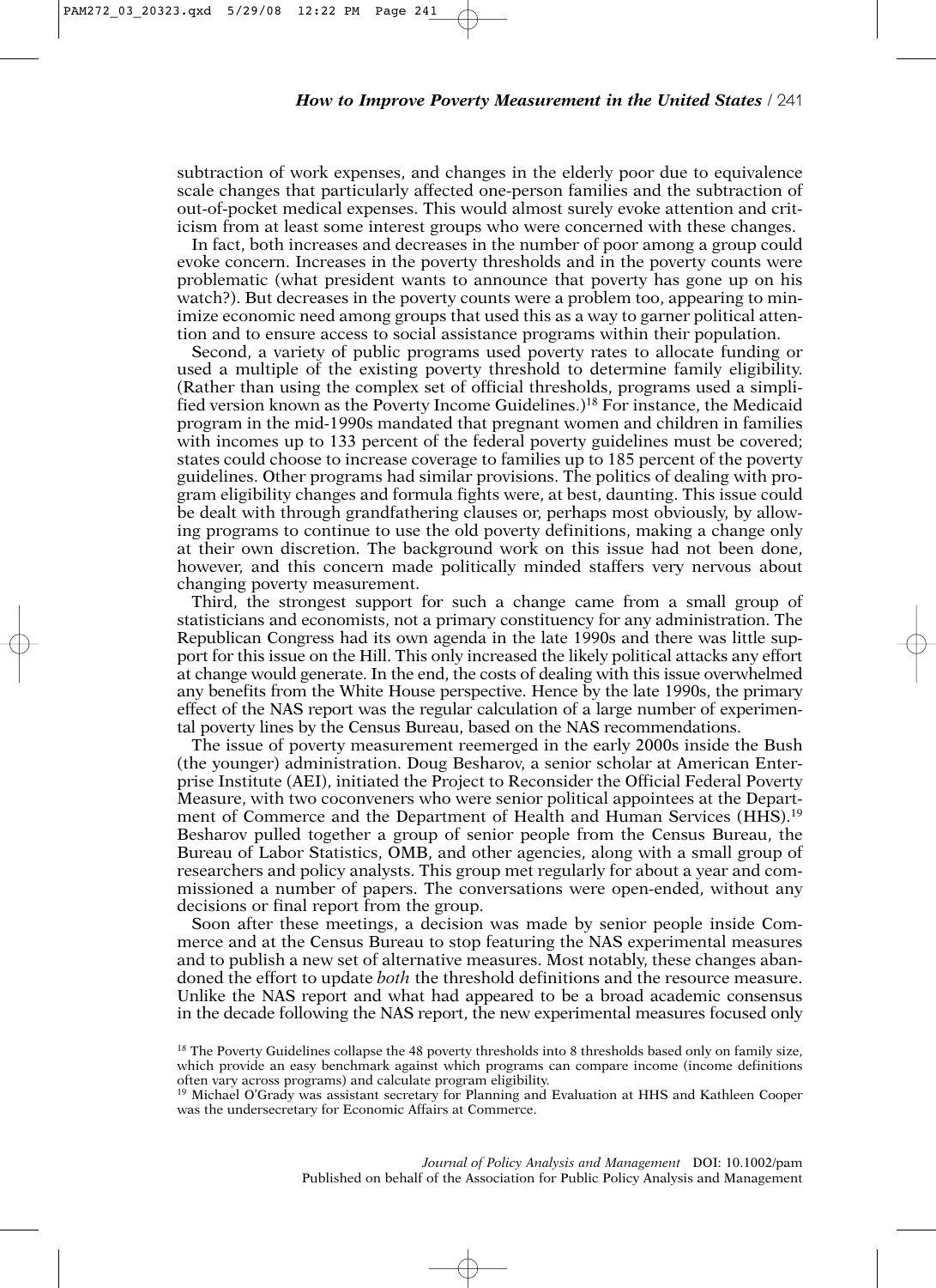subtraction of work expenses, and changes in the elderly poor due to equivalence scale changes that particularly affected one-person families and the subtraction of out-of-pocket medical expenses. This would almost surely evoke attention and criticism from at least some interest groups who were concerned with these changes.

In fact, both increases and decreases in the number of poor among a group could evoke concern. Increases in the poverty thresholds and in the poverty counts were problematic (what president wants to announce that poverty has gone up on his watch?). But decreases in the poverty counts were a problem too, appearing to minimize economic need among groups that used this as a way to garner political attention and to ensure access to social assistance programs within their population.

Second, a variety of public programs used poverty rates to allocate funding or used a multiple of the existing poverty threshold to determine family eligibility. (Rather than using the complex set of official thresholds, programs used a simplified version known as the Poverty Income Guidelines.)[18] For instance, the Medicaid program in the mid-1990s mandated that pregnant women and children in families with incomes up to 133 percent of the federal poverty guidelines must be covered; states could choose to increase coverage to families up to 185 percent of the poverty guidelines. Other programs had similar provisions. The politics of dealing with program eligibility changes and formula fights were, at best, daunting. This issue could be dealt with through grandfathering clauses or, perhaps most obviously, by allowing programs to continue to use the old poverty definitions, making a change only at their own discretion. The background work on this issue had not been done, however, and this concern made politically minded staffers very nervous about changing poverty measurement.

Third, the strongest support for such a change came from a small group of statisticians and economists, not a primary constituency for any administration. The Republican Congress had its own agenda in the late 1990s and there was little support for this issue on the Hill. This only increased the likely political attacks any effort at change would generate. In the end, the costs of dealing with this issue overwhelmed any benefits from the White House perspective. Hence by the late 1990s, the primary effect of the NAS report was the regular calculation of a large number of experimental poverty lines by the Census Bureau, based on the NAS recommendations.

The issue of poverty measurement reemerged in the early 2000s inside the Bush (the younger) administration. Doug Besharov, a senior scholar at American Enterprise Institute (AEI), initiated the Project to Reconsider the Official Federal Poverty Measure, with two coconveners who were senior political appointees at the Department of Commerce and the Department of Health and Human Services (HHS).[19] Besharov pulled together a group of senior people from the Census Bureau, the Bureau of Labor Statistics, OMB, and other agencies, along with a small group of researchers and policy analysts. This group met regularly for about a year and commissioned a number of papers. The conversations were open-ended, without any decisions or final report from the group.

Soon after these meetings, a decision was made by senior people inside Commerce and at the Census Bureau to stop featuring the NAS experimental measures and to publish a new set of alternative measures. Most notably, these changes abandoned the effort to update *both* the threshold definitions and the resource measure. Unlike the NAS report and what had appeared to be a broad academic consensus in the decade following the NAS report, the new experimental measures focused only

[18] The Poverty Guidelines collapse the 48 poverty thresholds into 8 thresholds based only on family size, which provide an easy benchmark against which programs can compare income (income definitions often vary across programs) and calculate program eligibility.

[19] Michael O'Grady was assistant secretary for Planning and Evaluation at HHS and Kathleen Cooper was the undersecretary for Economic Affairs at Commerce.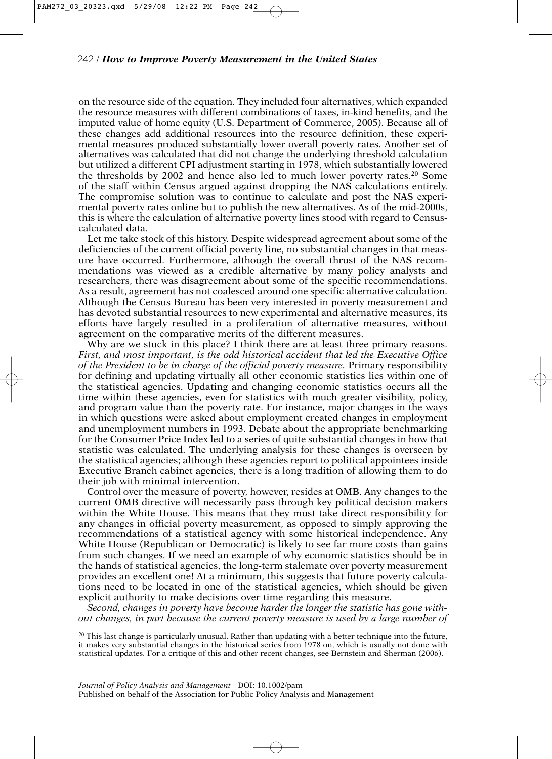on the resource side of the equation. They included four alternatives, which expanded the resource measures with different combinations of taxes, in-kind benefits, and the imputed value of home equity (U.S. Department of Commerce, 2005). Because all of these changes add additional resources into the resource definition, these experimental measures produced substantially lower overall poverty rates. Another set of alternatives was calculated that did not change the underlying threshold calculation but utilized a different CPI adjustment starting in 1978, which substantially lowered the thresholds by 2002 and hence also led to much lower poverty rates.[20] Some of the staff within Census argued against dropping the NAS calculations entirely. The compromise solution was to continue to calculate and post the NAS experimental poverty rates online but to publish the new alternatives. As of the mid-2000s, this is where the calculation of alternative poverty lines stood with regard to Census-calculated data.

Let me take stock of this history. Despite widespread agreement about some of the deficiencies of the current official poverty line, no substantial changes in that measure have occurred. Furthermore, although the overall thrust of the NAS recommendations was viewed as a credible alternative by many policy analysts and researchers, there was disagreement about some of the specific recommendations. As a result, agreement has not coalesced around one specific alternative calculation. Although the Census Bureau has been very interested in poverty measurement and has devoted substantial resources to new experimental and alternative measures, its efforts have largely resulted in a proliferation of alternative measures, without agreement on the comparative merits of the different measures.

Why are we stuck in this place? I think there are at least three primary reasons. *First, and most important, is the odd historical accident that led the Executive Office of the President to be in charge of the official poverty measure.* Primary responsibility for defining and updating virtually all other economic statistics lies within one of the statistical agencies. Updating and changing economic statistics occurs all the time within these agencies, even for statistics with much greater visibility, policy, and program value than the poverty rate. For instance, major changes in the ways in which questions were asked about employment created changes in employment and unemployment numbers in 1993. Debate about the appropriate benchmarking for the Consumer Price Index led to a series of quite substantial changes in how that statistic was calculated. The underlying analysis for these changes is overseen by the statistical agencies; although these agencies report to political appointees inside Executive Branch cabinet agencies, there is a long tradition of allowing them to do their job with minimal intervention.

Control over the measure of poverty, however, resides at OMB. Any changes to the current OMB directive will necessarily pass through key political decision makers within the White House. This means that they must take direct responsibility for any changes in official poverty measurement, as opposed to simply approving the recommendations of a statistical agency with some historical independence. Any White House (Republican or Democratic) is likely to see far more costs than gains from such changes. If we need an example of why economic statistics should be in the hands of statistical agencies, the long-term stalemate over poverty measurement provides an excellent one! At a minimum, this suggests that future poverty calculations need to be located in one of the statistical agencies, which should be given explicit authority to make decisions over time regarding this measure.

*Second, changes in poverty have become harder the longer the statistic has gone without changes, in part because the current poverty measure is used by a large number of*

[20] This last change is particularly unusual. Rather than updating with a better technique into the future, it makes very substantial changes in the historical series from 1978 on, which is usually not done with statistical updates. For a critique of this and other recent changes, see Bernstein and Sherman (2006).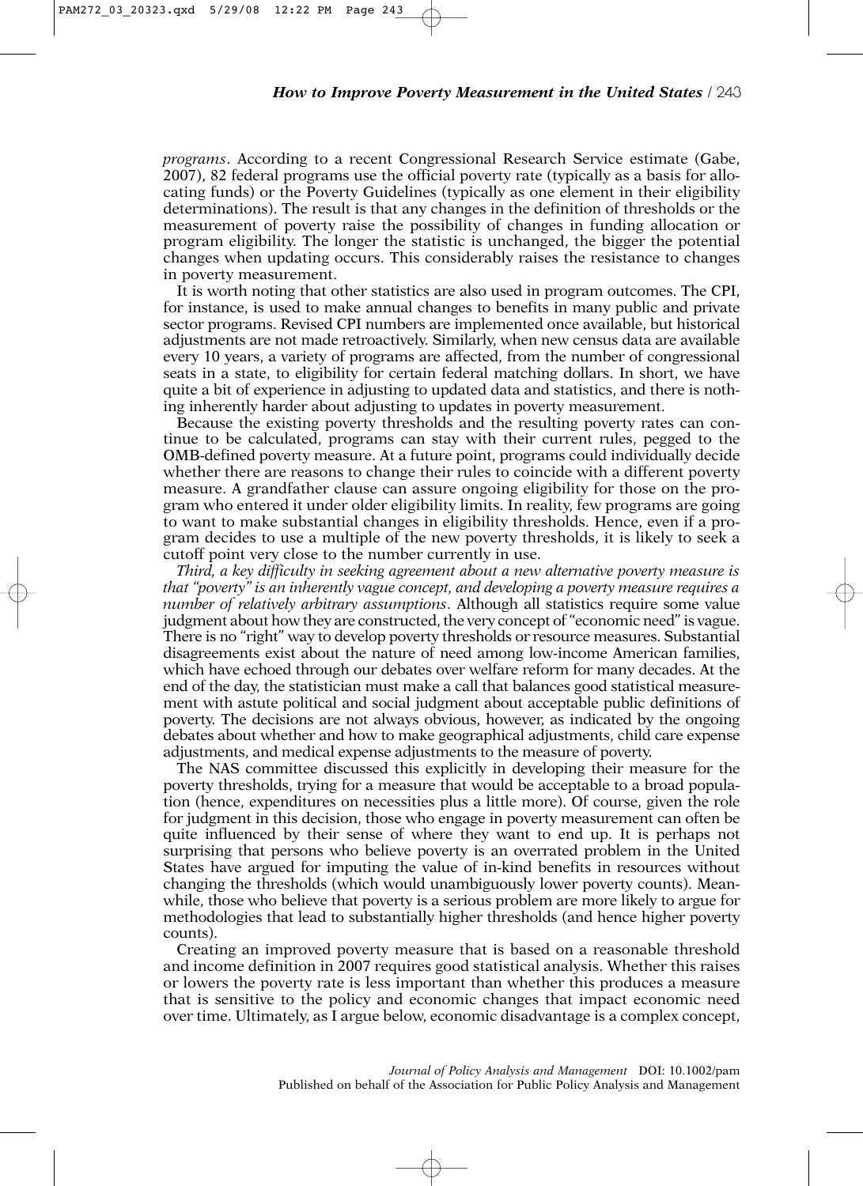*programs*. According to a recent Congressional Research Service estimate (Gabe, 2007), 82 federal programs use the official poverty rate (typically as a basis for allocating funds) or the Poverty Guidelines (typically as one element in their eligibility determinations). The result is that any changes in the definition of thresholds or the measurement of poverty raise the possibility of changes in funding allocation or program eligibility. The longer the statistic is unchanged, the bigger the potential changes when updating occurs. This considerably raises the resistance to changes in poverty measurement.

It is worth noting that other statistics are also used in program outcomes. The CPI, for instance, is used to make annual changes to benefits in many public and private sector programs. Revised CPI numbers are implemented once available, but historical adjustments are not made retroactively. Similarly, when new census data are available every 10 years, a variety of programs are affected, from the number of congressional seats in a state, to eligibility for certain federal matching dollars. In short, we have quite a bit of experience in adjusting to updated data and statistics, and there is nothing inherently harder about adjusting to updates in poverty measurement.

Because the existing poverty thresholds and the resulting poverty rates can continue to be calculated, programs can stay with their current rules, pegged to the OMB-defined poverty measure. At a future point, programs could individually decide whether there are reasons to change their rules to coincide with a different poverty measure. A grandfather clause can assure ongoing eligibility for those on the program who entered it under older eligibility limits. In reality, few programs are going to want to make substantial changes in eligibility thresholds. Hence, even if a program decides to use a multiple of the new poverty thresholds, it is likely to seek a cutoff point very close to the number currently in use.

*Third, a key difficulty in seeking agreement about a new alternative poverty measure is that "poverty" is an inherently vague concept, and developing a poverty measure requires a number of relatively arbitrary assumptions*. Although all statistics require some value judgment about how they are constructed, the very concept of "economic need" is vague. There is no "right" way to develop poverty thresholds or resource measures. Substantial disagreements exist about the nature of need among low-income American families, which have echoed through our debates over welfare reform for many decades. At the end of the day, the statistician must make a call that balances good statistical measurement with astute political and social judgment about acceptable public definitions of poverty. The decisions are not always obvious, however, as indicated by the ongoing debates about whether and how to make geographical adjustments, child care expense adjustments, and medical expense adjustments to the measure of poverty.

The NAS committee discussed this explicitly in developing their measure for the poverty thresholds, trying for a measure that would be acceptable to a broad population (hence, expenditures on necessities plus a little more). Of course, given the role for judgment in this decision, those who engage in poverty measurement can often be quite influenced by their sense of where they want to end up. It is perhaps not surprising that persons who believe poverty is an overrated problem in the United States have argued for imputing the value of in-kind benefits in resources without changing the thresholds (which would unambiguously lower poverty counts). Meanwhile, those who believe that poverty is a serious problem are more likely to argue for methodologies that lead to substantially higher thresholds (and hence higher poverty counts).

Creating an improved poverty measure that is based on a reasonable threshold and income definition in 2007 requires good statistical analysis. Whether this raises or lowers the poverty rate is less important than whether this produces a measure that is sensitive to the policy and economic changes that impact economic need over time. Ultimately, as I argue below, economic disadvantage is a complex concept,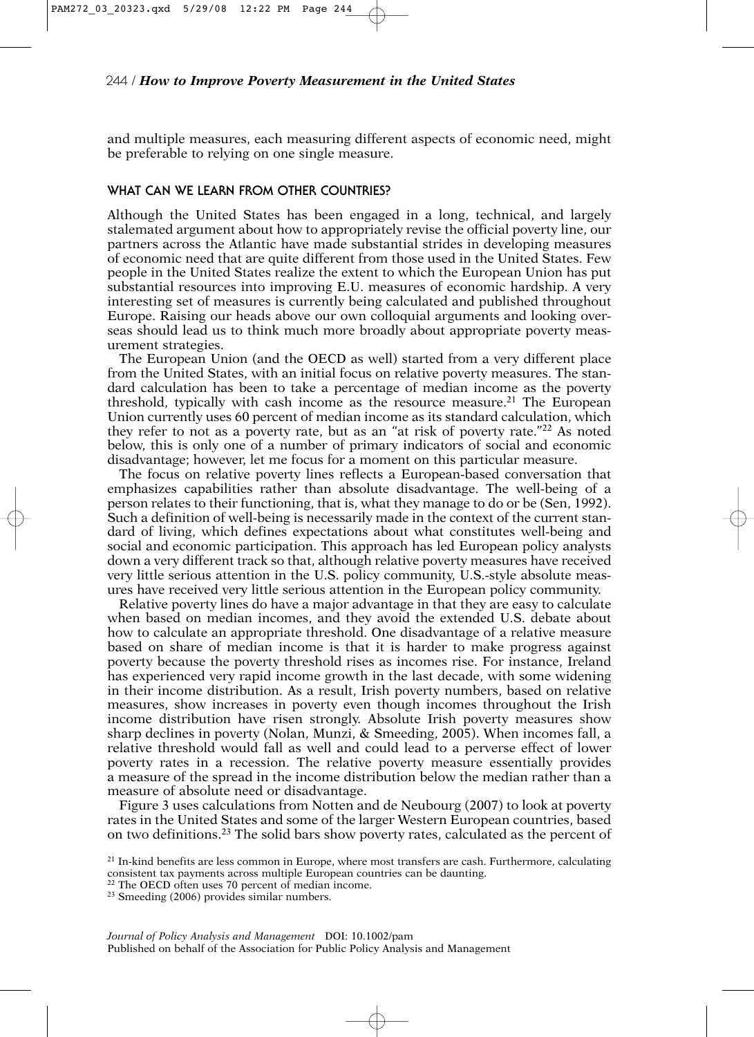and multiple measures, each measuring different aspects of economic need, might be preferable to relying on one single measure.

## WHAT CAN WE LEARN FROM OTHER COUNTRIES?

Although the United States has been engaged in a long, technical, and largely stalemated argument about how to appropriately revise the official poverty line, our partners across the Atlantic have made substantial strides in developing measures of economic need that are quite different from those used in the United States. Few people in the United States realize the extent to which the European Union has put substantial resources into improving E.U. measures of economic hardship. A very interesting set of measures is currently being calculated and published throughout Europe. Raising our heads above our own colloquial arguments and looking overseas should lead us to think much more broadly about appropriate poverty measurement strategies.

The European Union (and the OECD as well) started from a very different place from the United States, with an initial focus on relative poverty measures. The standard calculation has been to take a percentage of median income as the poverty threshold, typically with cash income as the resource measure.[21] The European Union currently uses 60 percent of median income as its standard calculation, which they refer to not as a poverty rate, but as an "at risk of poverty rate."[22] As noted below, this is only one of a number of primary indicators of social and economic disadvantage; however, let me focus for a moment on this particular measure.

The focus on relative poverty lines reflects a European-based conversation that emphasizes capabilities rather than absolute disadvantage. The well-being of a person relates to their functioning, that is, what they manage to do or be (Sen, 1992). Such a definition of well-being is necessarily made in the context of the current standard of living, which defines expectations about what constitutes well-being and social and economic participation. This approach has led European policy analysts down a very different track so that, although relative poverty measures have received very little serious attention in the U.S. policy community, U.S.-style absolute measures have received very little serious attention in the European policy community.

Relative poverty lines do have a major advantage in that they are easy to calculate when based on median incomes, and they avoid the extended U.S. debate about how to calculate an appropriate threshold. One disadvantage of a relative measure based on share of median income is that it is harder to make progress against poverty because the poverty threshold rises as incomes rise. For instance, Ireland has experienced very rapid income growth in the last decade, with some widening in their income distribution. As a result, Irish poverty numbers, based on relative measures, show increases in poverty even though incomes throughout the Irish income distribution have risen strongly. Absolute Irish poverty measures show sharp declines in poverty (Nolan, Munzi, & Smeeding, 2005). When incomes fall, a relative threshold would fall as well and could lead to a perverse effect of lower poverty rates in a recession. The relative poverty measure essentially provides a measure of the spread in the income distribution below the median rather than a measure of absolute need or disadvantage.

Figure 3 uses calculations from Notten and de Neubourg (2007) to look at poverty rates in the United States and some of the larger Western European countries, based on two definitions.[23] The solid bars show poverty rates, calculated as the percent of

[21] In-kind benefits are less common in Europe, where most transfers are cash. Furthermore, calculating consistent tax payments across multiple European countries can be daunting.

[22] The OECD often uses 70 percent of median income.

[23] Smeeding (2006) provides similar numbers.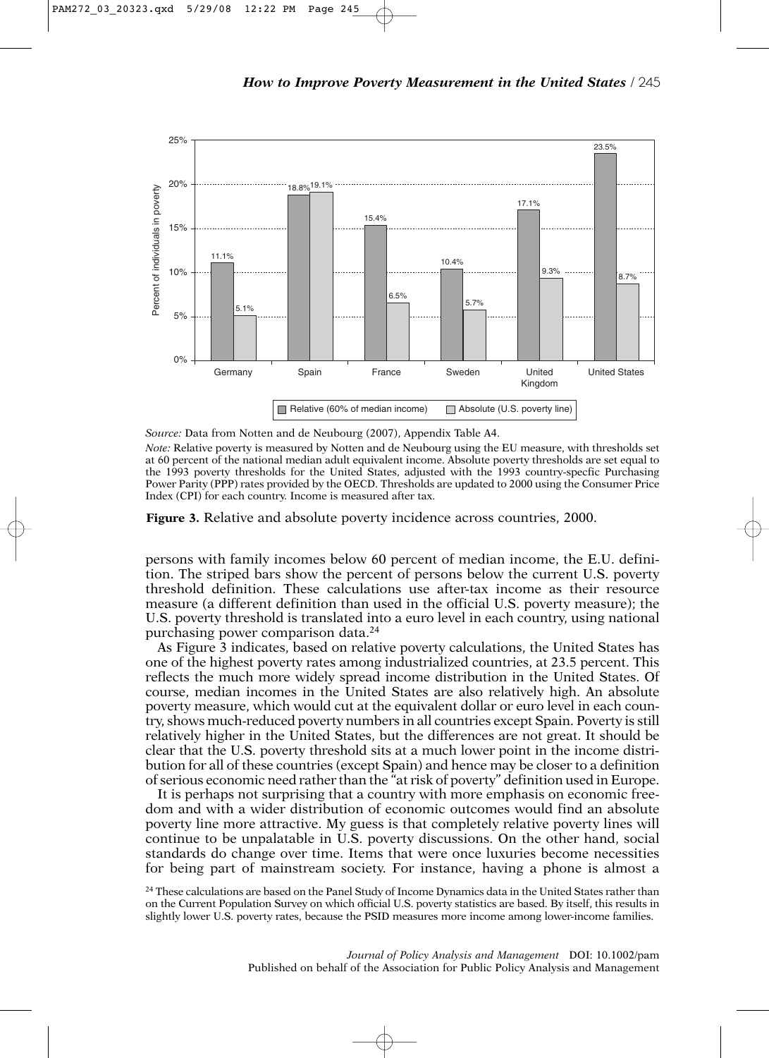Source: Data from Notten and de Neubourg (2007), Appendix Table A4.

Note: Relative poverty is measured by Notten and de Neubourg using the EU measure, with thresholds set at 60 percent of the national median adult equivalent income. Absolute poverty thresholds are set equal to the 1993 poverty thresholds for the United States, adjusted with the 1993 country-specfic Purchasing Power Parity (PPP) rates provided by the OECD. Thresholds are updated to 2000 using the Consumer Price Index (CPI) for each country. Income is measured after tax.

**Figure 3.** Relative and absolute poverty incidence across countries, 2000.

persons with family incomes below 60 percent of median income, the E.U. definition. The striped bars show the percent of persons below the current U.S. poverty threshold definition. These calculations use after-tax income as their resource measure (a different definition than used in the official U.S. poverty measure); the U.S. poverty threshold is translated into a euro level in each country, using national purchasing power comparison data.[24]

As Figure 3 indicates, based on relative poverty calculations, the United States has one of the highest poverty rates among industrialized countries, at 23.5 percent. This reflects the much more widely spread income distribution in the United States. Of course, median incomes in the United States are also relatively high. An absolute poverty measure, which would cut at the equivalent dollar or euro level in each country, shows much-reduced poverty numbers in all countries except Spain. Poverty is still relatively higher in the United States, but the differences are not great. It should be clear that the U.S. poverty threshold sits at a much lower point in the income distribution for all of these countries (except Spain) and hence may be closer to a definition of serious economic need rather than the "at risk of poverty" definition used in Europe.

It is perhaps not surprising that a country with more emphasis on economic freedom and with a wider distribution of economic outcomes would find an absolute poverty line more attractive. My guess is that completely relative poverty lines will continue to be unpalatable in U.S. poverty discussions. On the other hand, social standards do change over time. Items that were once luxuries become necessities for being part of mainstream society. For instance, having a phone is almost a

[24] These calculations are based on the Panel Study of Income Dynamics data in the United States rather than on the Current Population Survey on which official U.S. poverty statistics are based. By itself, this results in slightly lower U.S. poverty rates, because the PSID measures more income among lower-income families.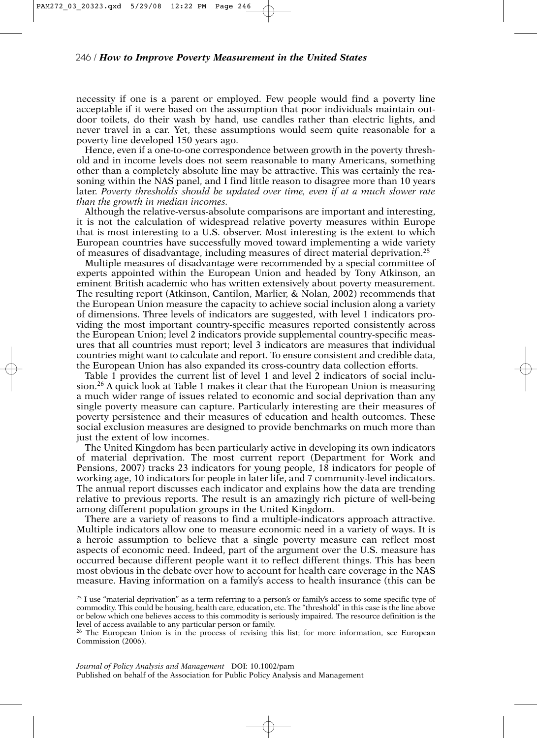necessity if one is a parent or employed. Few people would find a poverty line acceptable if it were based on the assumption that poor individuals maintain outdoor toilets, do their wash by hand, use candles rather than electric lights, and never travel in a car. Yet, these assumptions would seem quite reasonable for a poverty line developed 150 years ago.

Hence, even if a one-to-one correspondence between growth in the poverty threshold and in income levels does not seem reasonable to many Americans, something other than a completely absolute line may be attractive. This was certainly the reasoning within the NAS panel, and I find little reason to disagree more than 10 years later. *Poverty thresholds should be updated over time, even if at a much slower rate than the growth in median incomes.*

Although the relative-versus-absolute comparisons are important and interesting, it is not the calculation of widespread relative poverty measures within Europe that is most interesting to a U.S. observer. Most interesting is the extent to which European countries have successfully moved toward implementing a wide variety of measures of disadvantage, including measures of direct material deprivation.[25]

Multiple measures of disadvantage were recommended by a special committee of experts appointed within the European Union and headed by Tony Atkinson, an eminent British academic who has written extensively about poverty measurement. The resulting report (Atkinson, Cantilon, Marlier, & Nolan, 2002) recommends that the European Union measure the capacity to achieve social inclusion along a variety of dimensions. Three levels of indicators are suggested, with level 1 indicators providing the most important country-specific measures reported consistently across the European Union; level 2 indicators provide supplemental country-specific measures that all countries must report; level 3 indicators are measures that individual countries might want to calculate and report. To ensure consistent and credible data, the European Union has also expanded its cross-country data collection efforts.

Table 1 provides the current list of level 1 and level 2 indicators of social inclusion.[26] A quick look at Table 1 makes it clear that the European Union is measuring a much wider range of issues related to economic and social deprivation than any single poverty measure can capture. Particularly interesting are their measures of poverty persistence and their measures of education and health outcomes. These social exclusion measures are designed to provide benchmarks on much more than just the extent of low incomes.

The United Kingdom has been particularly active in developing its own indicators of material deprivation. The most current report (Department for Work and Pensions, 2007) tracks 23 indicators for young people, 18 indicators for people of working age, 10 indicators for people in later life, and 7 community-level indicators. The annual report discusses each indicator and explains how the data are trending relative to previous reports. The result is an amazingly rich picture of well-being among different population groups in the United Kingdom.

There are a variety of reasons to find a multiple-indicators approach attractive. Multiple indicators allow one to measure economic need in a variety of ways. It is a heroic assumption to believe that a single poverty measure can reflect most aspects of economic need. Indeed, part of the argument over the U.S. measure has occurred because different people want it to reflect different things. This has been most obvious in the debate over how to account for health care coverage in the NAS measure. Having information on a family's access to health insurance (this can be

[25] I use "material deprivation" as a term referring to a person's or family's access to some specific type of commodity. This could be housing, health care, education, etc. The "threshold" in this case is the line above or below which one believes access to this commodity is seriously impaired. The resource definition is the level of access available to any particular person or family.

[26] The European Union is in the process of revising this list; for more information, see European Commission (2006).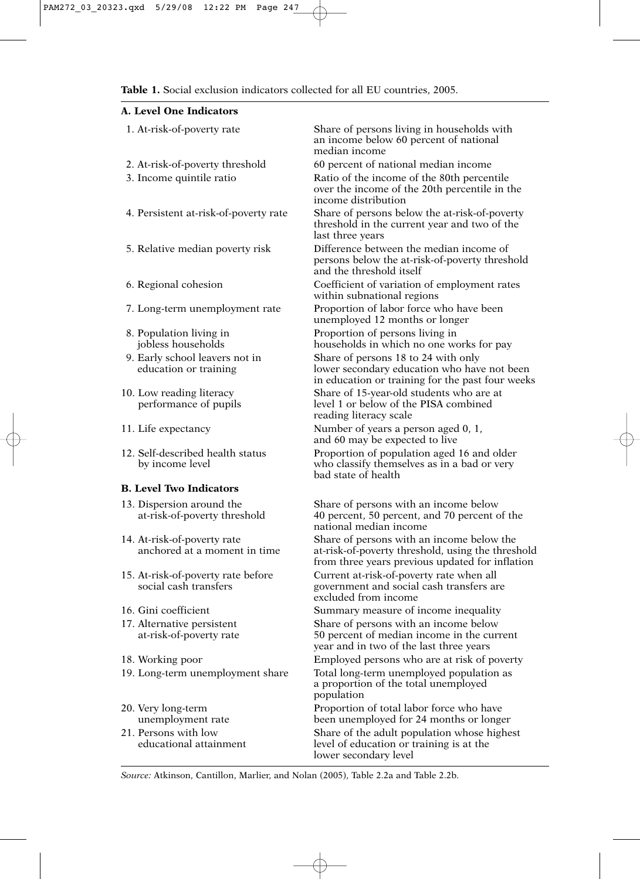**Table 1.** Social exclusion indicators collected for all EU countries, 2005.

| Indicator | Description |
|---|---|
| **A. Level One Indicators** | |
| 1. At-risk-of-poverty rate | Share of persons living in households with an income below 60 percent of national median income |
| 2. At-risk-of-poverty threshold | 60 percent of national median income |
| 3. Income quintile ratio | Ratio of the income of the 80th percentile over the income of the 20th percentile in the income distribution |
| 4. Persistent at-risk-of-poverty rate | Share of persons below the at-risk-of-poverty threshold in the current year and two of the last three years |
| 5. Relative median poverty risk | Difference between the median income of persons below the at-risk-of-poverty threshold and the threshold itself |
| 6. Regional cohesion | Coefficient of variation of employment rates within subnational regions |
| 7. Long-term unemployment rate | Proportion of labor force who have been unemployed 12 months or longer |
| 8. Population living in jobless households | Proportion of persons living in households in which no one works for pay |
| 9. Early school leavers not in education or training | Share of persons 18 to 24 with only lower secondary education who have not been in education or training for the past four weeks |
| 10. Low reading literacy performance of pupils | Share of 15-year-old students who are at level 1 or below of the PISA combined reading literacy scale |
| 11. Life expectancy | Number of years a person aged 0, 1, and 60 may be expected to live |
| 12. Self-described health status by income level | Proportion of population aged 16 and older who classify themselves as in a bad or very bad state of health |
| **B. Level Two Indicators** | |
| 13. Dispersion around the at-risk-of-poverty threshold | Share of persons with an income below 40 percent, 50 percent, and 70 percent of the national median income |
| 14. At-risk-of-poverty rate anchored at a moment in time | Share of persons with an income below the at-risk-of-poverty threshold, using the threshold from three years previous updated for inflation |
| 15. At-risk-of-poverty rate before social cash transfers | Current at-risk-of-poverty rate when all government and social cash transfers are excluded from income |
| 16. Gini coefficient | Summary measure of income inequality |
| 17. Alternative persistent at-risk-of-poverty rate | Share of persons with an income below 50 percent of median income in the current year and in two of the last three years |
| 18. Working poor | Employed persons who are at risk of poverty |
| 19. Long-term unemployment share | Total long-term unemployed population as a proportion of the total unemployed population |
| 20. Very long-term unemployment rate | Proportion of total labor force who have been unemployed for 24 months or longer |
| 21. Persons with low educational attainment | Share of the adult population whose highest level of education or training is at the lower secondary level |

*Source:* Atkinson, Cantillon, Marlier, and Nolan (2005), Table 2.2a and Table 2.2b.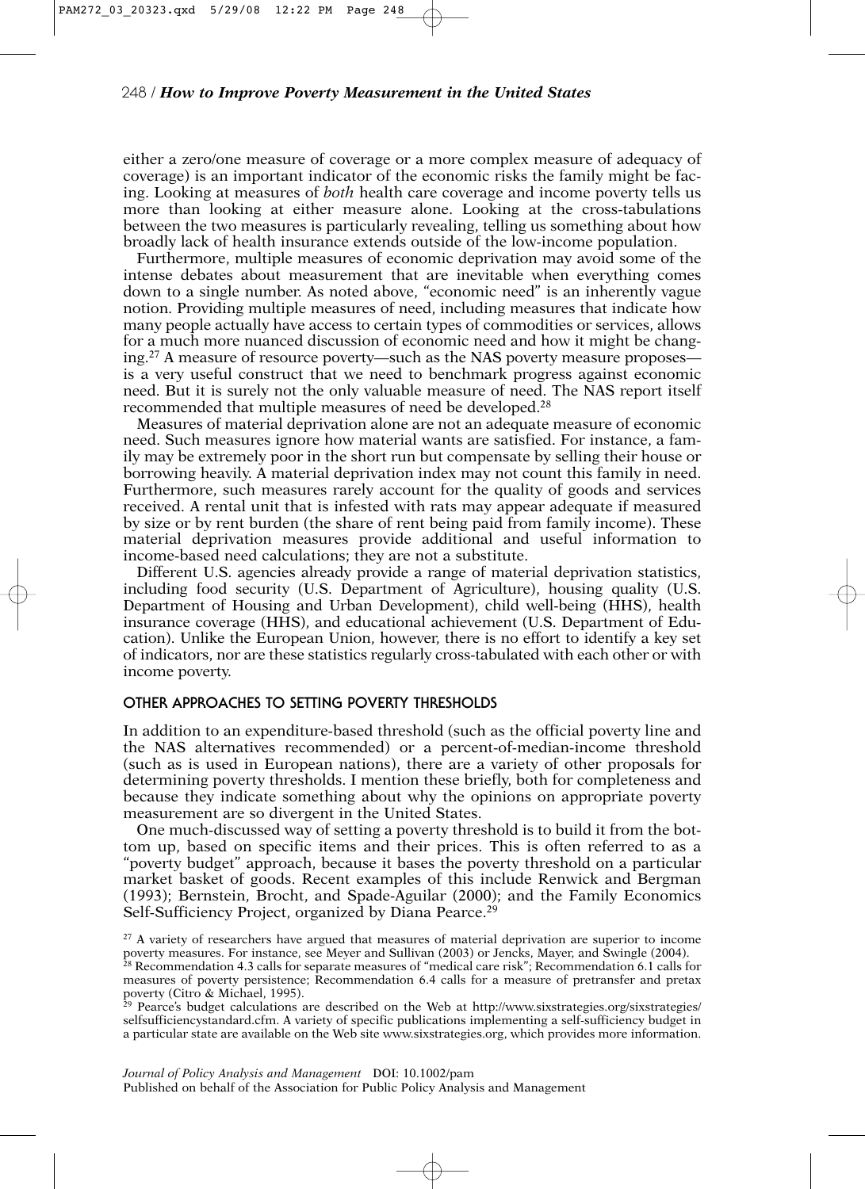either a zero/one measure of coverage or a more complex measure of adequacy of coverage) is an important indicator of the economic risks the family might be facing. Looking at measures of *both* health care coverage and income poverty tells us more than looking at either measure alone. Looking at the cross-tabulations between the two measures is particularly revealing, telling us something about how broadly lack of health insurance extends outside of the low-income population.

Furthermore, multiple measures of economic deprivation may avoid some of the intense debates about measurement that are inevitable when everything comes down to a single number. As noted above, "economic need" is an inherently vague notion. Providing multiple measures of need, including measures that indicate how many people actually have access to certain types of commodities or services, allows for a much more nuanced discussion of economic need and how it might be changing.[27] A measure of resource poverty—such as the NAS poverty measure proposes—is a very useful construct that we need to benchmark progress against economic need. But it is surely not the only valuable measure of need. The NAS report itself recommended that multiple measures of need be developed.[28]

Measures of material deprivation alone are not an adequate measure of economic need. Such measures ignore how material wants are satisfied. For instance, a family may be extremely poor in the short run but compensate by selling their house or borrowing heavily. A material deprivation index may not count this family in need. Furthermore, such measures rarely account for the quality of goods and services received. A rental unit that is infested with rats may appear adequate if measured by size or by rent burden (the share of rent being paid from family income). These material deprivation measures provide additional and useful information to income-based need calculations; they are not a substitute.

Different U.S. agencies already provide a range of material deprivation statistics, including food security (U.S. Department of Agriculture), housing quality (U.S. Department of Housing and Urban Development), child well-being (HHS), health insurance coverage (HHS), and educational achievement (U.S. Department of Education). Unlike the European Union, however, there is no effort to identify a key set of indicators, nor are these statistics regularly cross-tabulated with each other or with income poverty.

## OTHER APPROACHES TO SETTING POVERTY THRESHOLDS

In addition to an expenditure-based threshold (such as the official poverty line and the NAS alternatives recommended) or a percent-of-median-income threshold (such as is used in European nations), there are a variety of other proposals for determining poverty thresholds. I mention these briefly, both for completeness and because they indicate something about why the opinions on appropriate poverty measurement are so divergent in the United States.

One much-discussed way of setting a poverty threshold is to build it from the bottom up, based on specific items and their prices. This is often referred to as a "poverty budget" approach, because it bases the poverty threshold on a particular market basket of goods. Recent examples of this include Renwick and Bergman (1993); Bernstein, Brocht, and Spade-Aguilar (2000); and the Family Economics Self-Sufficiency Project, organized by Diana Pearce.[29]

[27] A variety of researchers have argued that measures of material deprivation are superior to income poverty measures. For instance, see Meyer and Sullivan (2003) or Jencks, Mayer, and Swingle (2004).

[28] Recommendation 4.3 calls for separate measures of "medical care risk"; Recommendation 6.1 calls for measures of poverty persistence; Recommendation 6.4 calls for a measure of pretransfer and pretax poverty (Citro & Michael, 1995).

[29] Pearce's budget calculations are described on the Web at http://www.sixstrategies.org/sixstrategies/selfsufficiencystandard.cfm. A variety of specific publications implementing a self-sufficiency budget in a particular state are available on the Web site www.sixstrategies.org, which provides more information.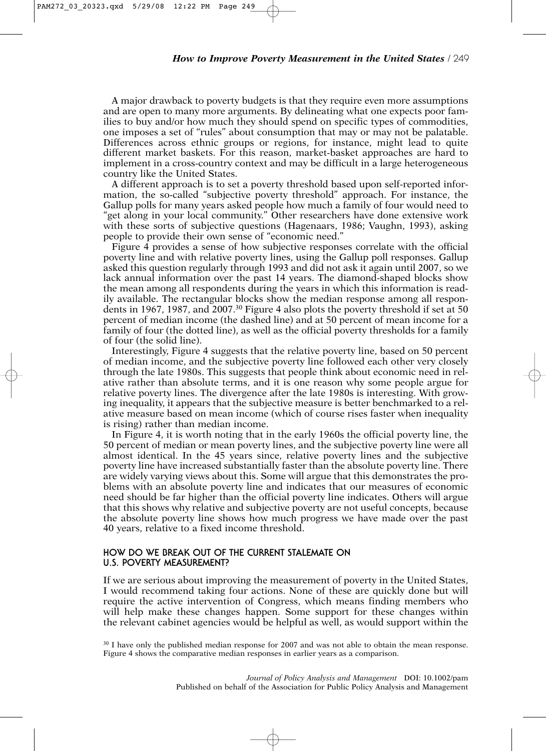A major drawback to poverty budgets is that they require even more assumptions and are open to many more arguments. By delineating what one expects poor families to buy and/or how much they should spend on specific types of commodities, one imposes a set of "rules" about consumption that may or may not be palatable. Differences across ethnic groups or regions, for instance, might lead to quite different market baskets. For this reason, market-basket approaches are hard to implement in a cross-country context and may be difficult in a large heterogeneous country like the United States.

A different approach is to set a poverty threshold based upon self-reported information, the so-called "subjective poverty threshold" approach. For instance, the Gallup polls for many years asked people how much a family of four would need to "get along in your local community." Other researchers have done extensive work with these sorts of subjective questions (Hagenaars, 1986; Vaughn, 1993), asking people to provide their own sense of "economic need."

Figure 4 provides a sense of how subjective responses correlate with the official poverty line and with relative poverty lines, using the Gallup poll responses. Gallup asked this question regularly through 1993 and did not ask it again until 2007, so we lack annual information over the past 14 years. The diamond-shaped blocks show the mean among all respondents during the years in which this information is readily available. The rectangular blocks show the median response among all respondents in 1967, 1987, and 2007.[30] Figure 4 also plots the poverty threshold if set at 50 percent of median income (the dashed line) and at 50 percent of mean income for a family of four (the dotted line), as well as the official poverty thresholds for a family of four (the solid line).

Interestingly, Figure 4 suggests that the relative poverty line, based on 50 percent of median income, and the subjective poverty line followed each other very closely through the late 1980s. This suggests that people think about economic need in relative rather than absolute terms, and it is one reason why some people argue for relative poverty lines. The divergence after the late 1980s is interesting. With growing inequality, it appears that the subjective measure is better benchmarked to a relative measure based on mean income (which of course rises faster when inequality is rising) rather than median income.

In Figure 4, it is worth noting that in the early 1960s the official poverty line, the 50 percent of median or mean poverty lines, and the subjective poverty line were all almost identical. In the 45 years since, relative poverty lines and the subjective poverty line have increased substantially faster than the absolute poverty line. There are widely varying views about this. Some will argue that this demonstrates the problems with an absolute poverty line and indicates that our measures of economic need should be far higher than the official poverty line indicates. Others will argue that this shows why relative and subjective poverty are not useful concepts, because the absolute poverty line shows how much progress we have made over the past 40 years, relative to a fixed income threshold.

## HOW DO WE BREAK OUT OF THE CURRENT STALEMATE ON U.S. POVERTY MEASUREMENT?

If we are serious about improving the measurement of poverty in the United States, I would recommend taking four actions. None of these are quickly done but will require the active intervention of Congress, which means finding members who will help make these changes happen. Some support for these changes within the relevant cabinet agencies would be helpful as well, as would support within the

[30] I have only the published median response for 2007 and was not able to obtain the mean response. Figure 4 shows the comparative median responses in earlier years as a comparison.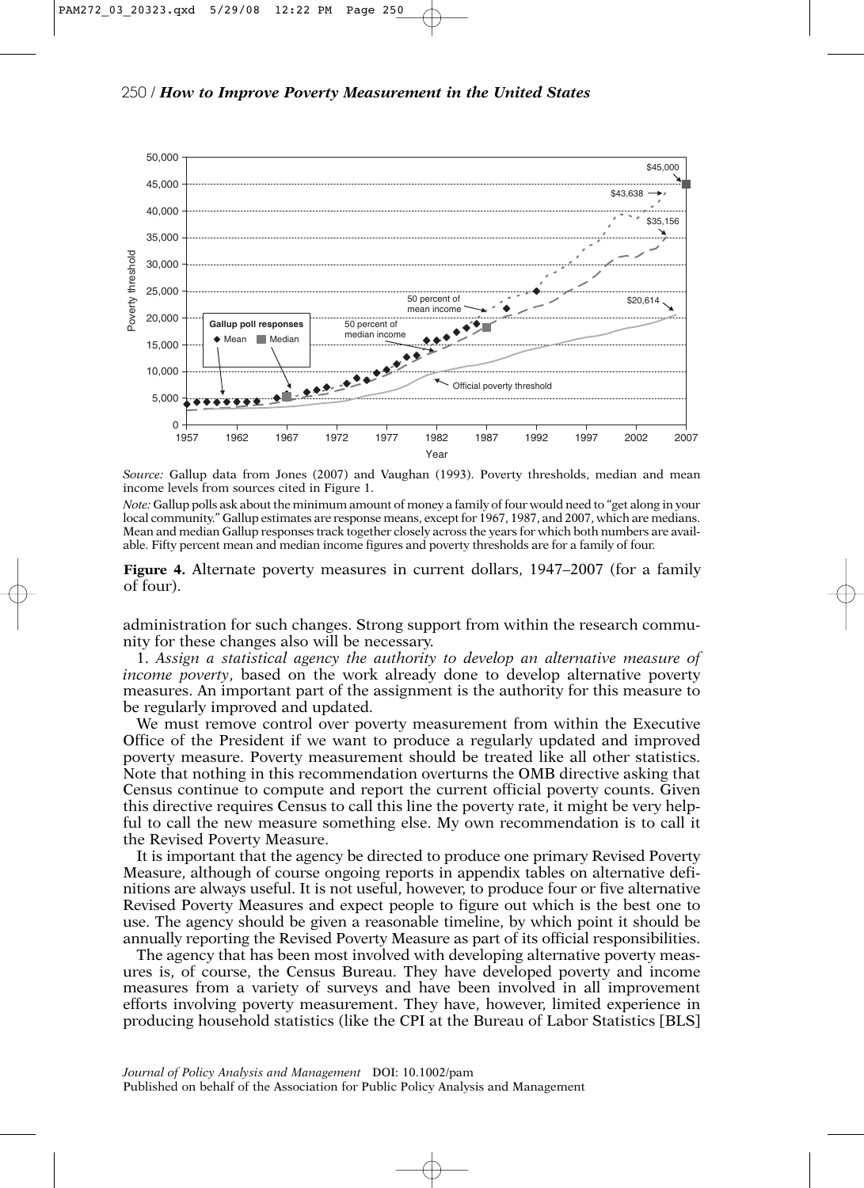*Source:* Gallup data from Jones (2007) and Vaughan (1993). Poverty thresholds, median and mean income levels from sources cited in Figure 1.

*Note:* Gallup polls ask about the minimum amount of money a family of four would need to "get along in your local community." Gallup estimates are response means, except for 1967, 1987, and 2007, which are medians. Mean and median Gallup responses track together closely across the years for which both numbers are available. Fifty percent mean and median income figures and poverty thresholds are for a family of four.

**Figure 4.** Alternate poverty measures in current dollars, 1947–2007 (for a family of four).

administration for such changes. Strong support from within the research community for these changes also will be necessary.

1. *Assign a statistical agency the authority to develop an alternative measure of income poverty*, based on the work already done to develop alternative poverty measures. An important part of the assignment is the authority for this measure to be regularly improved and updated.

We must remove control over poverty measurement from within the Executive Office of the President if we want to produce a regularly updated and improved poverty measure. Poverty measurement should be treated like all other statistics. Note that nothing in this recommendation overturns the OMB directive asking that Census continue to compute and report the current official poverty counts. Given this directive requires Census to call this line the poverty rate, it might be very helpful to call the new measure something else. My own recommendation is to call it the Revised Poverty Measure.

It is important that the agency be directed to produce one primary Revised Poverty Measure, although of course ongoing reports in appendix tables on alternative definitions are always useful. It is not useful, however, to produce four or five alternative Revised Poverty Measures and expect people to figure out which is the best one to use. The agency should be given a reasonable timeline, by which point it should be annually reporting the Revised Poverty Measure as part of its official responsibilities.

The agency that has been most involved with developing alternative poverty measures is, of course, the Census Bureau. They have developed poverty and income measures from a variety of surveys and have been involved in all improvement efforts involving poverty measurement. They have, however, limited experience in producing household statistics (like the CPI at the Bureau of Labor Statistics [BLS]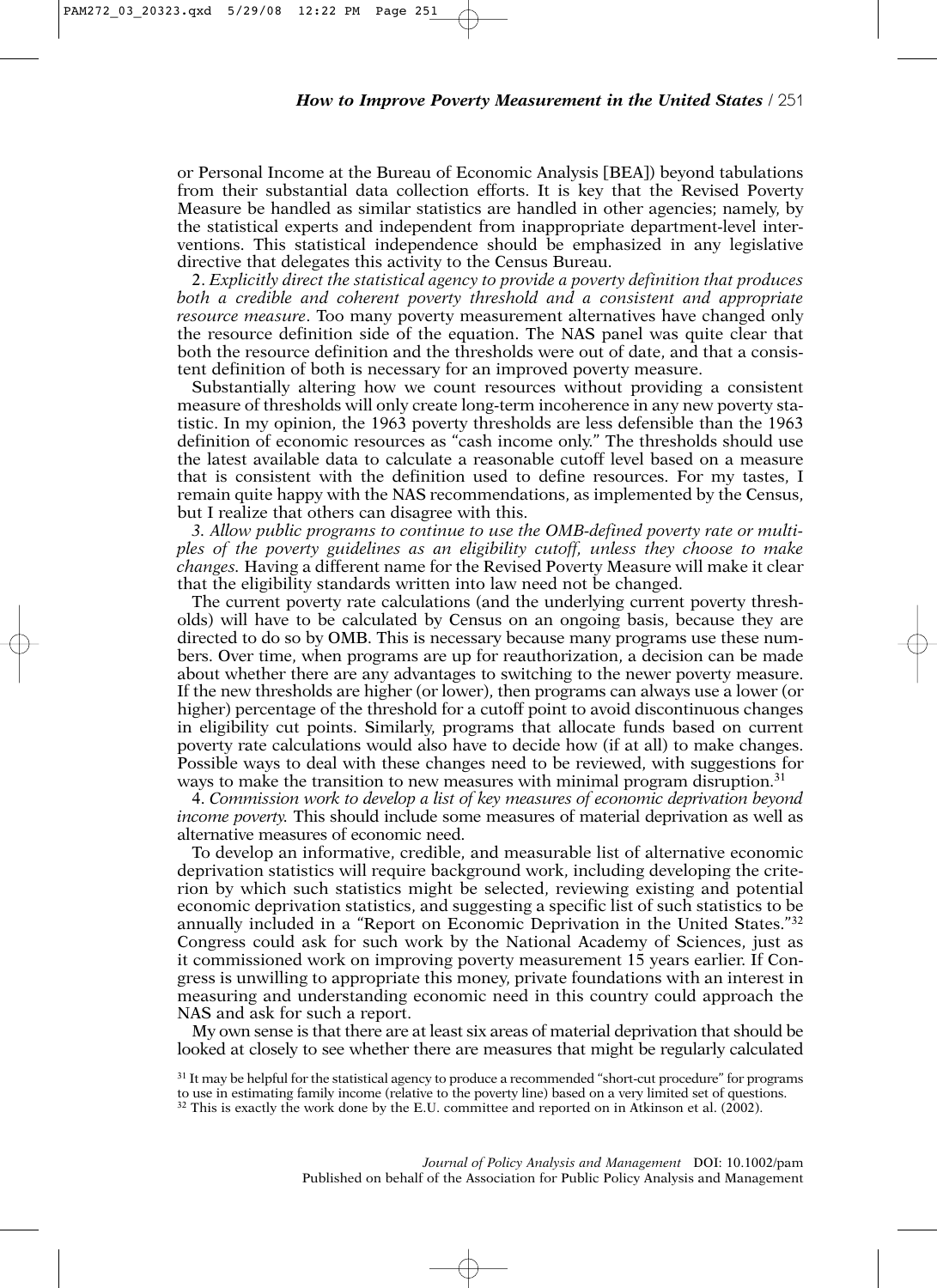or Personal Income at the Bureau of Economic Analysis [BEA]) beyond tabulations from their substantial data collection efforts. It is key that the Revised Poverty Measure be handled as similar statistics are handled in other agencies; namely, by the statistical experts and independent from inappropriate department-level interventions. This statistical independence should be emphasized in any legislative directive that delegates this activity to the Census Bureau.

2. *Explicitly direct the statistical agency to provide a poverty definition that produces both a credible and coherent poverty threshold and a consistent and appropriate resource measure*. Too many poverty measurement alternatives have changed only the resource definition side of the equation. The NAS panel was quite clear that both the resource definition and the thresholds were out of date, and that a consistent definition of both is necessary for an improved poverty measure.

Substantially altering how we count resources without providing a consistent measure of thresholds will only create long-term incoherence in any new poverty statistic. In my opinion, the 1963 poverty thresholds are less defensible than the 1963 definition of economic resources as "cash income only." The thresholds should use the latest available data to calculate a reasonable cutoff level based on a measure that is consistent with the definition used to define resources. For my tastes, I remain quite happy with the NAS recommendations, as implemented by the Census, but I realize that others can disagree with this.

3. *Allow public programs to continue to use the OMB-defined poverty rate or multiples of the poverty guidelines as an eligibility cutoff, unless they choose to make changes.* Having a different name for the Revised Poverty Measure will make it clear that the eligibility standards written into law need not be changed.

The current poverty rate calculations (and the underlying current poverty thresholds) will have to be calculated by Census on an ongoing basis, because they are directed to do so by OMB. This is necessary because many programs use these numbers. Over time, when programs are up for reauthorization, a decision can be made about whether there are any advantages to switching to the newer poverty measure. If the new thresholds are higher (or lower), then programs can always use a lower (or higher) percentage of the threshold for a cutoff point to avoid discontinuous changes in eligibility cut points. Similarly, programs that allocate funds based on current poverty rate calculations would also have to decide how (if at all) to make changes. Possible ways to deal with these changes need to be reviewed, with suggestions for ways to make the transition to new measures with minimal program disruption.[31]

4. *Commission work to develop a list of key measures of economic deprivation beyond income poverty.* This should include some measures of material deprivation as well as alternative measures of economic need.

To develop an informative, credible, and measurable list of alternative economic deprivation statistics will require background work, including developing the criterion by which such statistics might be selected, reviewing existing and potential economic deprivation statistics, and suggesting a specific list of such statistics to be annually included in a "Report on Economic Deprivation in the United States."[32] Congress could ask for such work by the National Academy of Sciences, just as it commissioned work on improving poverty measurement 15 years earlier. If Congress is unwilling to appropriate this money, private foundations with an interest in measuring and understanding economic need in this country could approach the NAS and ask for such a report.

My own sense is that there are at least six areas of material deprivation that should be looked at closely to see whether there are measures that might be regularly calculated

[31] It may be helpful for the statistical agency to produce a recommended "short-cut procedure" for programs to use in estimating family income (relative to the poverty line) based on a very limited set of questions.

[32] This is exactly the work done by the E.U. committee and reported on in Atkinson et al. (2002).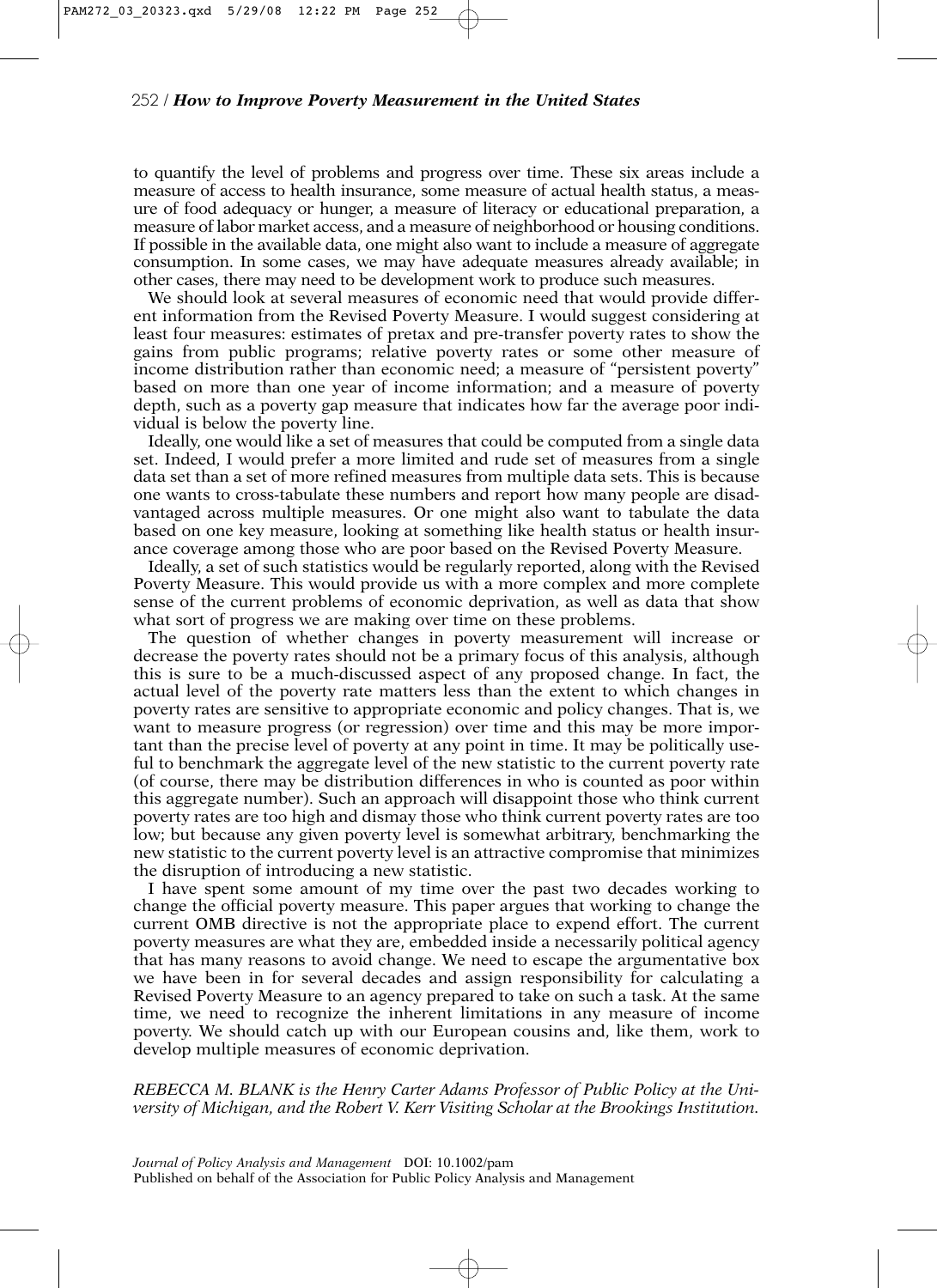to quantify the level of problems and progress over time. These six areas include a measure of access to health insurance, some measure of actual health status, a measure of food adequacy or hunger, a measure of literacy or educational preparation, a measure of labor market access, and a measure of neighborhood or housing conditions. If possible in the available data, one might also want to include a measure of aggregate consumption. In some cases, we may have adequate measures already available; in other cases, there may need to be development work to produce such measures.

We should look at several measures of economic need that would provide different information from the Revised Poverty Measure. I would suggest considering at least four measures: estimates of pretax and pre-transfer poverty rates to show the gains from public programs; relative poverty rates or some other measure of income distribution rather than economic need; a measure of "persistent poverty" based on more than one year of income information; and a measure of poverty depth, such as a poverty gap measure that indicates how far the average poor individual is below the poverty line.

Ideally, one would like a set of measures that could be computed from a single data set. Indeed, I would prefer a more limited and rude set of measures from a single data set than a set of more refined measures from multiple data sets. This is because one wants to cross-tabulate these numbers and report how many people are disadvantaged across multiple measures. Or one might also want to tabulate the data based on one key measure, looking at something like health status or health insurance coverage among those who are poor based on the Revised Poverty Measure.

Ideally, a set of such statistics would be regularly reported, along with the Revised Poverty Measure. This would provide us with a more complex and more complete sense of the current problems of economic deprivation, as well as data that show what sort of progress we are making over time on these problems.

The question of whether changes in poverty measurement will increase or decrease the poverty rates should not be a primary focus of this analysis, although this is sure to be a much-discussed aspect of any proposed change. In fact, the actual level of the poverty rate matters less than the extent to which changes in poverty rates are sensitive to appropriate economic and policy changes. That is, we want to measure progress (or regression) over time and this may be more important than the precise level of poverty at any point in time. It may be politically useful to benchmark the aggregate level of the new statistic to the current poverty rate (of course, there may be distribution differences in who is counted as poor within this aggregate number). Such an approach will disappoint those who think current poverty rates are too high and dismay those who think current poverty rates are too low; but because any given poverty level is somewhat arbitrary, benchmarking the new statistic to the current poverty level is an attractive compromise that minimizes the disruption of introducing a new statistic.

I have spent some amount of my time over the past two decades working to change the official poverty measure. This paper argues that working to change the current OMB directive is not the appropriate place to expend effort. The current poverty measures are what they are, embedded inside a necessarily political agency that has many reasons to avoid change. We need to escape the argumentative box we have been in for several decades and assign responsibility for calculating a Revised Poverty Measure to an agency prepared to take on such a task. At the same time, we need to recognize the inherent limitations in any measure of income poverty. We should catch up with our European cousins and, like them, work to develop multiple measures of economic deprivation.

*REBECCA M. BLANK is the Henry Carter Adams Professor of Public Policy at the University of Michigan, and the Robert V. Kerr Visiting Scholar at the Brookings Institution.*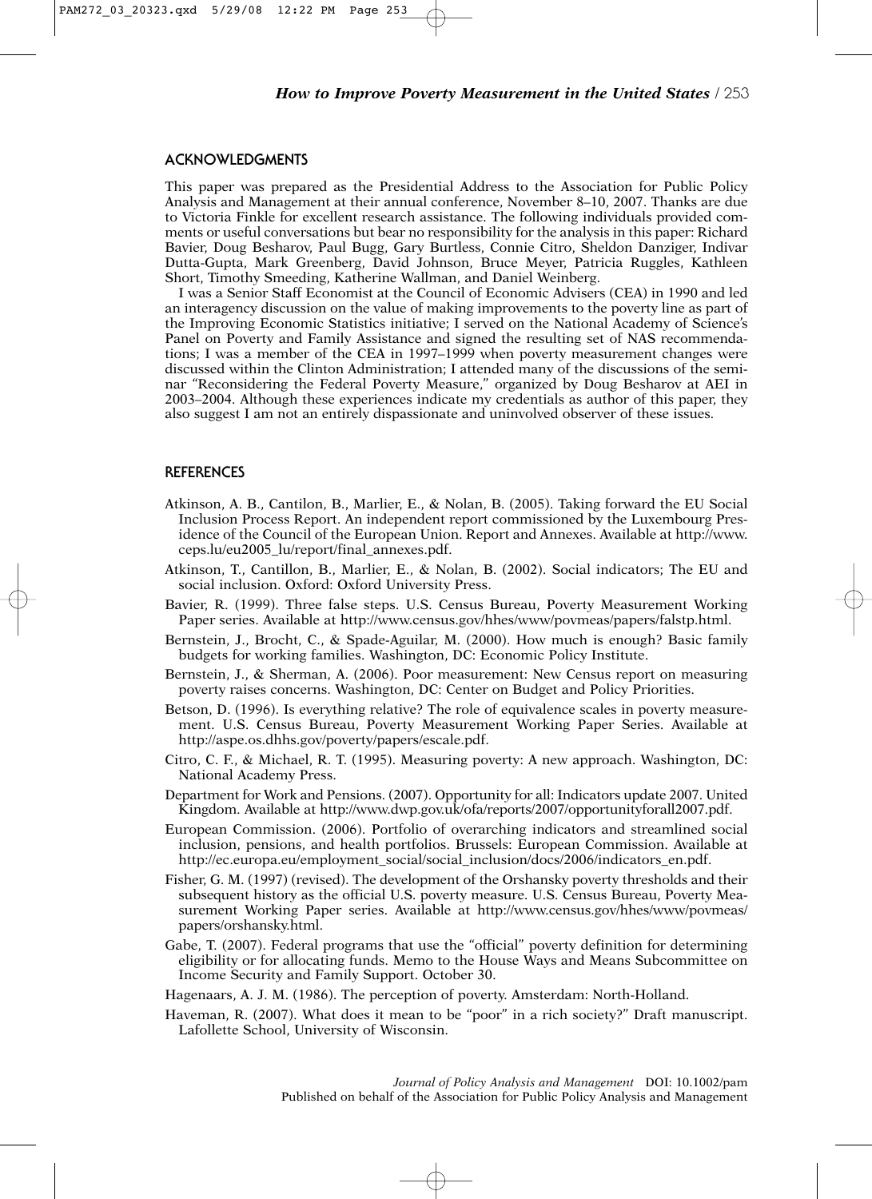## ACKNOWLEDGMENTS

This paper was prepared as the Presidential Address to the Association for Public Policy Analysis and Management at their annual conference, November 8–10, 2007. Thanks are due to Victoria Finkle for excellent research assistance. The following individuals provided comments or useful conversations but bear no responsibility for the analysis in this paper: Richard Bavier, Doug Besharov, Paul Bugg, Gary Burtless, Connie Citro, Sheldon Danziger, Indivar Dutta-Gupta, Mark Greenberg, David Johnson, Bruce Meyer, Patricia Ruggles, Kathleen Short, Timothy Smeeding, Katherine Wallman, and Daniel Weinberg.

I was a Senior Staff Economist at the Council of Economic Advisers (CEA) in 1990 and led an interagency discussion on the value of making improvements to the poverty line as part of the Improving Economic Statistics initiative; I served on the National Academy of Science's Panel on Poverty and Family Assistance and signed the resulting set of NAS recommendations; I was a member of the CEA in 1997–1999 when poverty measurement changes were discussed within the Clinton Administration; I attended many of the discussions of the seminar "Reconsidering the Federal Poverty Measure," organized by Doug Besharov at AEI in 2003–2004. Although these experiences indicate my credentials as author of this paper, they also suggest I am not an entirely dispassionate and uninvolved observer of these issues.

## REFERENCES

Atkinson, A. B., Cantilon, B., Marlier, E., & Nolan, B. (2005). Taking forward the EU Social Inclusion Process Report. An independent report commissioned by the Luxembourg Presidence of the Council of the European Union. Report and Annexes. Available at http://www.ceps.lu/eu2005_lu/report/final_annexes.pdf.

Atkinson, T., Cantillon, B., Marlier, E., & Nolan, B. (2002). Social indicators; The EU and social inclusion. Oxford: Oxford University Press.

Bavier, R. (1999). Three false steps. U.S. Census Bureau, Poverty Measurement Working Paper series. Available at http://www.census.gov/hhes/www/povmeas/papers/falstp.html.

Bernstein, J., Brocht, C., & Spade-Aguilar, M. (2000). How much is enough? Basic family budgets for working families. Washington, DC: Economic Policy Institute.

Bernstein, J., & Sherman, A. (2006). Poor measurement: New Census report on measuring poverty raises concerns. Washington, DC: Center on Budget and Policy Priorities.

Betson, D. (1996). Is everything relative? The role of equivalence scales in poverty measurement. U.S. Census Bureau, Poverty Measurement Working Paper Series. Available at http://aspe.os.dhhs.gov/poverty/papers/escale.pdf.

Citro, C. F., & Michael, R. T. (1995). Measuring poverty: A new approach. Washington, DC: National Academy Press.

Department for Work and Pensions. (2007). Opportunity for all: Indicators update 2007. United Kingdom. Available at http://www.dwp.gov.uk/ofa/reports/2007/opportunityforall2007.pdf.

European Commission. (2006). Portfolio of overarching indicators and streamlined social inclusion, pensions, and health portfolios. Brussels: European Commission. Available at http://ec.europa.eu/employment_social/social_inclusion/docs/2006/indicators_en.pdf.

Fisher, G. M. (1997) (revised). The development of the Orshansky poverty thresholds and their subsequent history as the official U.S. poverty measure. U.S. Census Bureau, Poverty Measurement Working Paper series. Available at http://www.census.gov/hhes/www/povmeas/papers/orshansky.html.

Gabe, T. (2007). Federal programs that use the "official" poverty definition for determining eligibility or for allocating funds. Memo to the House Ways and Means Subcommittee on Income Security and Family Support. October 30.

Hagenaars, A. J. M. (1986). The perception of poverty. Amsterdam: North-Holland.

Haveman, R. (2007). What does it mean to be "poor" in a rich society?" Draft manuscript. Lafollette School, University of Wisconsin.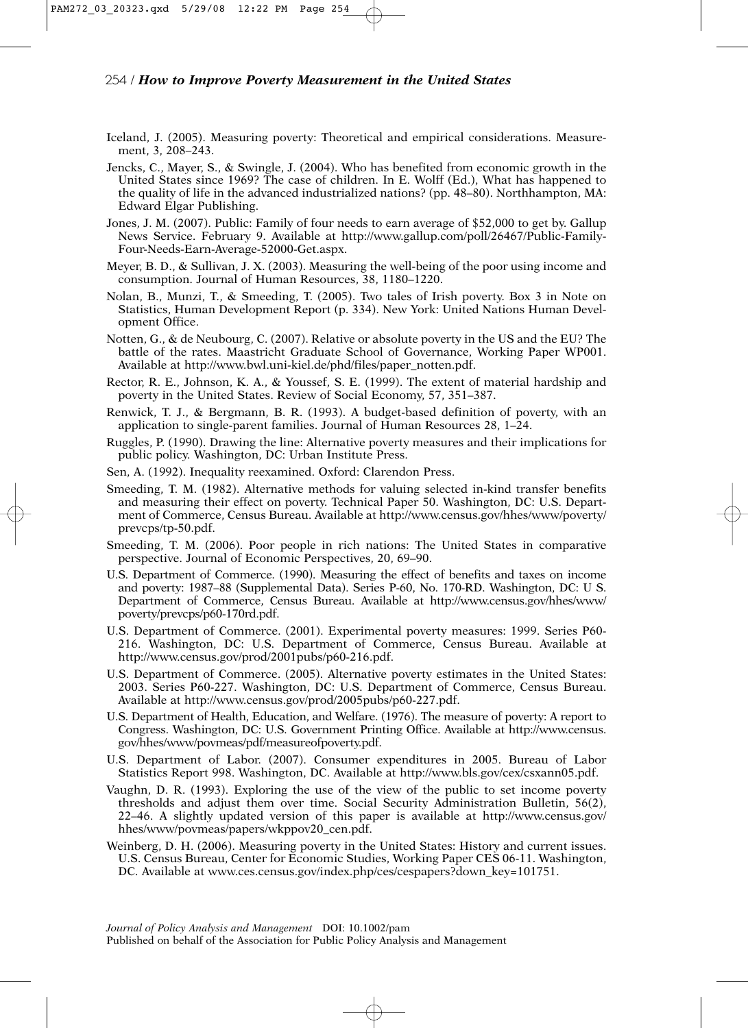Iceland, J. (2005). Measuring poverty: Theoretical and empirical considerations. Measurement, 3, 208–243.

Jencks, C., Mayer, S., & Swingle, J. (2004). Who has benefited from economic growth in the United States since 1969? The case of children. In E. Wolff (Ed.), What has happened to the quality of life in the advanced industrialized nations? (pp. 48–80). Northhampton, MA: Edward Elgar Publishing.

Jones, J. M. (2007). Public: Family of four needs to earn average of $52,000 to get by. Gallup News Service. February 9. Available at http://www.gallup.com/poll/26467/Public-Family-Four-Needs-Earn-Average-52000-Get.aspx.

Meyer, B. D., & Sullivan, J. X. (2003). Measuring the well-being of the poor using income and consumption. Journal of Human Resources, 38, 1180–1220.

Nolan, B., Munzi, T., & Smeeding, T. (2005). Two tales of Irish poverty. Box 3 in Note on Statistics, Human Development Report (p. 334). New York: United Nations Human Development Office.

Notten, G., & de Neubourg, C. (2007). Relative or absolute poverty in the US and the EU? The battle of the rates. Maastricht Graduate School of Governance, Working Paper WP001. Available at http://www.bwl.uni-kiel.de/phd/files/paper_notten.pdf.

Rector, R. E., Johnson, K. A., & Youssef, S. E. (1999). The extent of material hardship and poverty in the United States. Review of Social Economy, 57, 351–387.

Renwick, T. J., & Bergmann, B. R. (1993). A budget-based definition of poverty, with an application to single-parent families. Journal of Human Resources 28, 1–24.

Ruggles, P. (1990). Drawing the line: Alternative poverty measures and their implications for public policy. Washington, DC: Urban Institute Press.

Sen, A. (1992). Inequality reexamined. Oxford: Clarendon Press.

Smeeding, T. M. (1982). Alternative methods for valuing selected in-kind transfer benefits and measuring their effect on poverty. Technical Paper 50. Washington, DC: U.S. Department of Commerce, Census Bureau. Available at http://www.census.gov/hhes/www/poverty/prevcps/tp-50.pdf.

Smeeding, T. M. (2006). Poor people in rich nations: The United States in comparative perspective. Journal of Economic Perspectives, 20, 69–90.

U.S. Department of Commerce. (1990). Measuring the effect of benefits and taxes on income and poverty: 1987–88 (Supplemental Data). Series P-60, No. 170-RD. Washington, DC: U S. Department of Commerce, Census Bureau. Available at http://www.census.gov/hhes/www/poverty/prevcps/p60-170rd.pdf.

U.S. Department of Commerce. (2001). Experimental poverty measures: 1999. Series P60-216. Washington, DC: U.S. Department of Commerce, Census Bureau. Available at http://www.census.gov/prod/2001pubs/p60-216.pdf.

U.S. Department of Commerce. (2005). Alternative poverty estimates in the United States: 2003. Series P60-227. Washington, DC: U.S. Department of Commerce, Census Bureau. Available at http://www.census.gov/prod/2005pubs/p60-227.pdf.

U.S. Department of Health, Education, and Welfare. (1976). The measure of poverty: A report to Congress. Washington, DC: U.S. Government Printing Office. Available at http://www.census.gov/hhes/www/povmeas/pdf/measureofpoverty.pdf.

U.S. Department of Labor. (2007). Consumer expenditures in 2005. Bureau of Labor Statistics Report 998. Washington, DC. Available at http://www.bls.gov/cex/csxann05.pdf.

Vaughn, D. R. (1993). Exploring the use of the view of the public to set income poverty thresholds and adjust them over time. Social Security Administration Bulletin, 56(2), 22–46. A slightly updated version of this paper is available at http://www.census.gov/hhes/www/povmeas/papers/wkppov20_cen.pdf.

Weinberg, D. H. (2006). Measuring poverty in the United States: History and current issues. U.S. Census Bureau, Center for Economic Studies, Working Paper CES 06-11. Washington, DC. Available at www.ces.census.gov/index.php/ces/cespapers?down_key=101751.